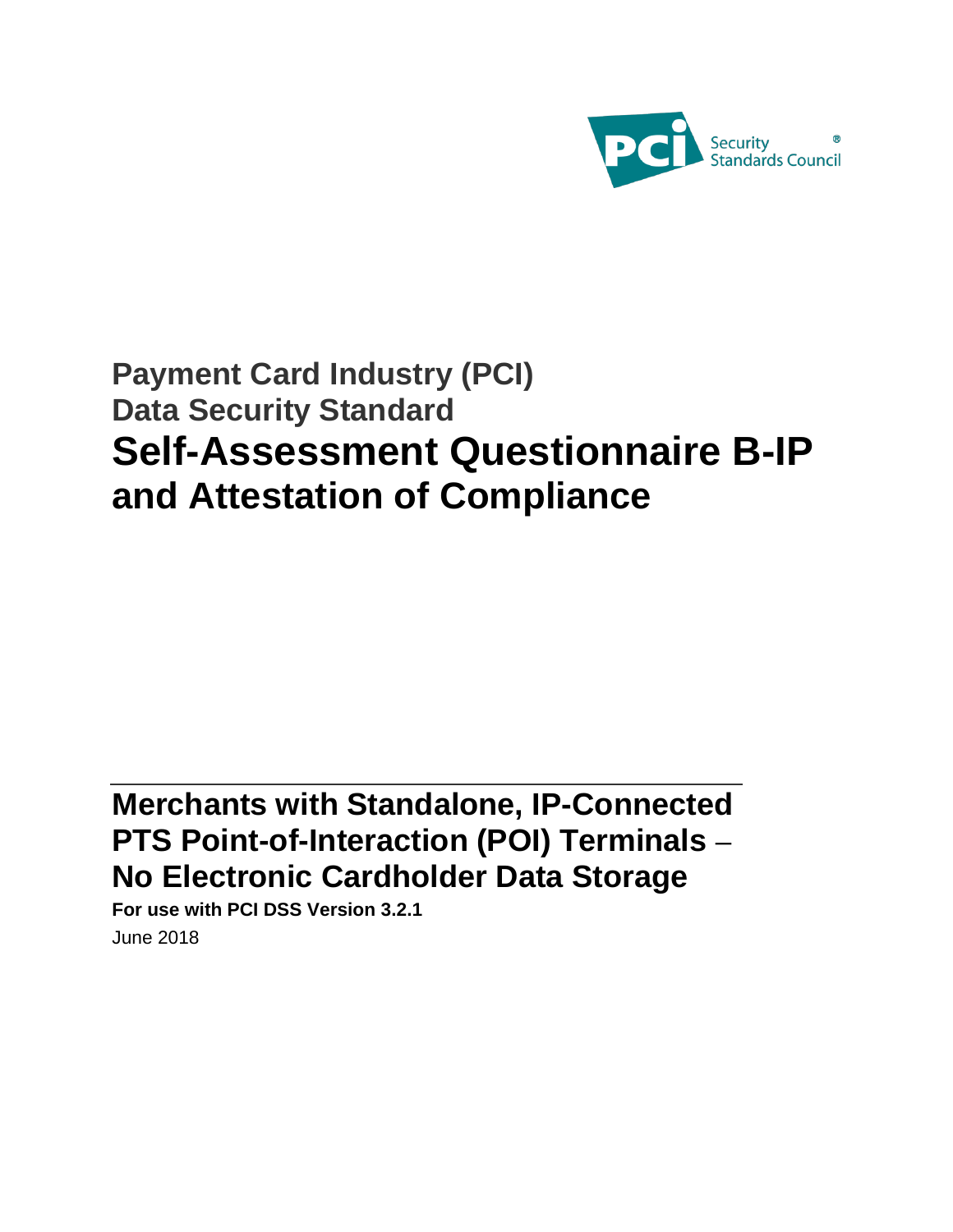PCI Security Standards Council®

# Payment Card Industry (PCI) Data Security Standard

# Self-Assessment Questionnaire B-IP and Attestation of Compliance

## Merchants with Standalone, IP-Connected PTS Point-of-Interaction (POI) Terminals – No Electronic Cardholder Data Storage

**For use with PCI DSS Version 3.2.1**

June 2018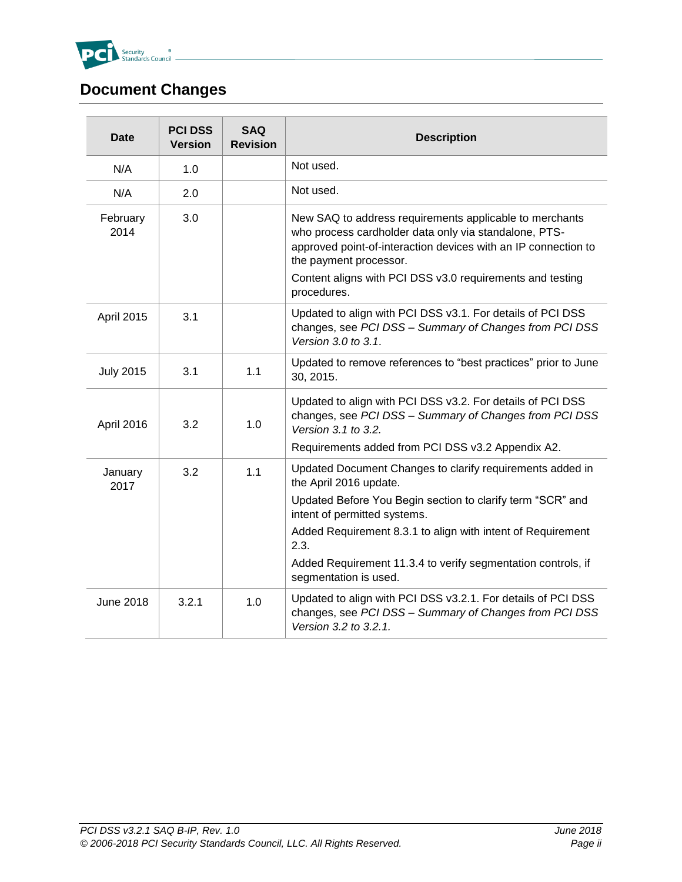# Document Changes

| Date | PCI DSS Version | SAQ Revision | Description |
|---|---|---|---|
| N/A | 1.0 | | Not used. |
| N/A | 2.0 | | Not used. |
| February 2014 | 3.0 | | New SAQ to address requirements applicable to merchants who process cardholder data only via standalone, PTS-approved point-of-interaction devices with an IP connection to the payment processor.<br>Content aligns with PCI DSS v3.0 requirements and testing procedures. |
| April 2015 | 3.1 | | Updated to align with PCI DSS v3.1. For details of PCI DSS changes, see *PCI DSS – Summary of Changes from PCI DSS Version 3.0 to 3.1*. |
| July 2015 | 3.1 | 1.1 | Updated to remove references to "best practices" prior to June 30, 2015. |
| April 2016 | 3.2 | 1.0 | Updated to align with PCI DSS v3.2. For details of PCI DSS changes, see *PCI DSS – Summary of Changes from PCI DSS Version 3.1 to 3.2.*<br>Requirements added from PCI DSS v3.2 Appendix A2. |
| January 2017 | 3.2 | 1.1 | Updated Document Changes to clarify requirements added in the April 2016 update.<br>Updated Before You Begin section to clarify term "SCR" and intent of permitted systems.<br>Added Requirement 8.3.1 to align with intent of Requirement 2.3.<br>Added Requirement 11.3.4 to verify segmentation controls, if segmentation is used. |
| June 2018 | 3.2.1 | 1.0 | Updated to align with PCI DSS v3.2.1. For details of PCI DSS changes, see *PCI DSS – Summary of Changes from PCI DSS Version 3.2 to 3.2.1.* |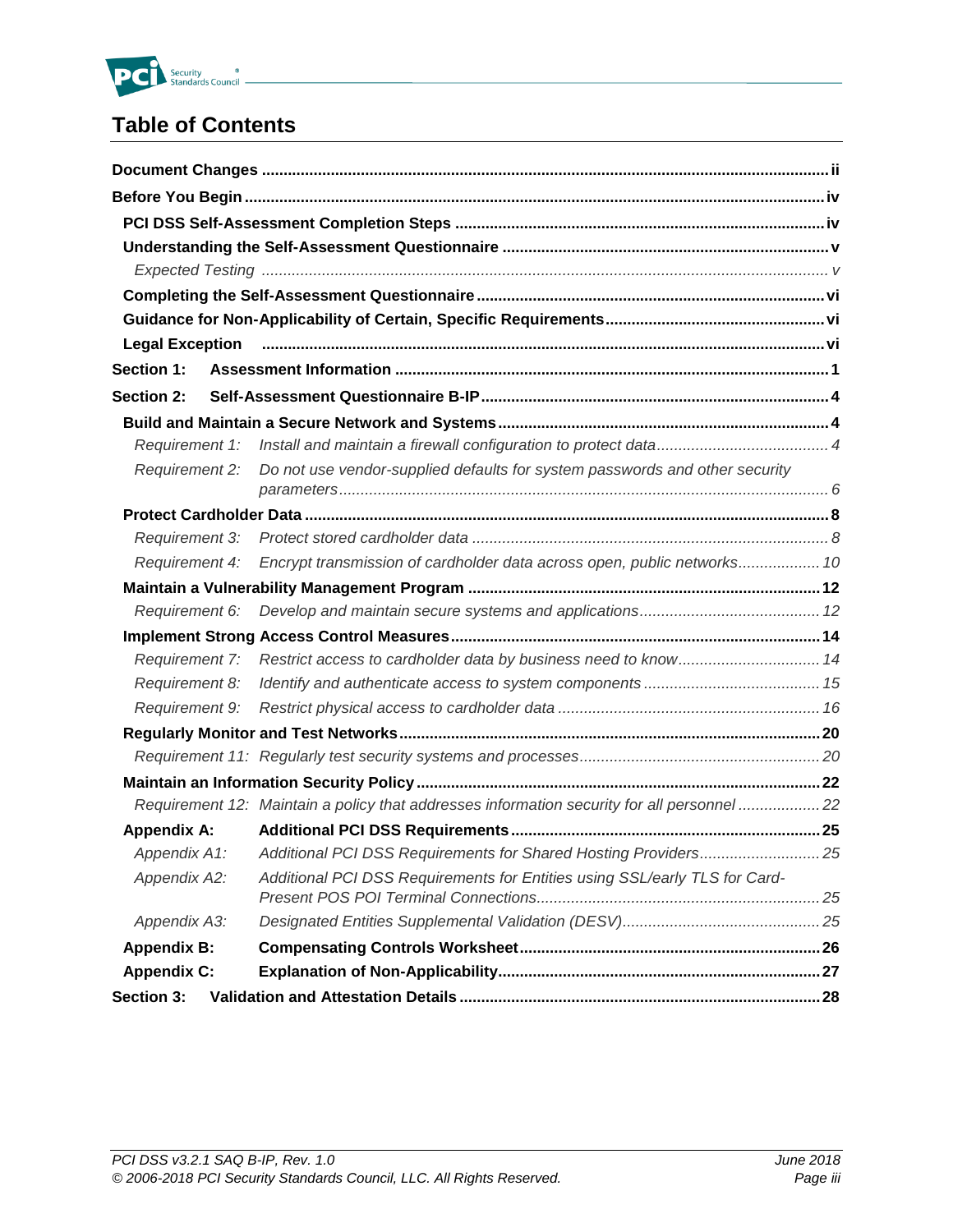# Table of Contents

**Document Changes** ..... ii

**Before You Begin** ..... iv

- **PCI DSS Self-Assessment Completion Steps** ..... iv
- **Understanding the Self-Assessment Questionnaire** ..... v
  - *Expected Testing* ..... v
- **Completing the Self-Assessment Questionnaire** ..... vi
- **Guidance for Non-Applicability of Certain, Specific Requirements** ..... vi
- **Legal Exception** ..... vi

**Section 1: Assessment Information** ..... 1

**Section 2: Self-Assessment Questionnaire B-IP** ..... 4

- **Build and Maintain a Secure Network and Systems** ..... 4
  - *Requirement 1: Install and maintain a firewall configuration to protect data* ..... 4
  - *Requirement 2: Do not use vendor-supplied defaults for system passwords and other security parameters* ..... 6
- **Protect Cardholder Data** ..... 8
  - *Requirement 3: Protect stored cardholder data* ..... 8
  - *Requirement 4: Encrypt transmission of cardholder data across open, public networks* ..... 10
- **Maintain a Vulnerability Management Program** ..... 12
  - *Requirement 6: Develop and maintain secure systems and applications* ..... 12
- **Implement Strong Access Control Measures** ..... 14
  - *Requirement 7: Restrict access to cardholder data by business need to know* ..... 14
  - *Requirement 8: Identify and authenticate access to system components* ..... 15
  - *Requirement 9: Restrict physical access to cardholder data* ..... 16
- **Regularly Monitor and Test Networks** ..... 20
  - *Requirement 11: Regularly test security systems and processes* ..... 20
- **Maintain an Information Security Policy** ..... 22
  - *Requirement 12: Maintain a policy that addresses information security for all personnel* ..... 22
- **Appendix A: Additional PCI DSS Requirements** ..... 25
  - *Appendix A1: Additional PCI DSS Requirements for Shared Hosting Providers* ..... 25
  - *Appendix A2: Additional PCI DSS Requirements for Entities using SSL/early TLS for Card-Present POS POI Terminal Connections* ..... 25
  - *Appendix A3: Designated Entities Supplemental Validation (DESV)* ..... 25
- **Appendix B: Compensating Controls Worksheet** ..... 26
- **Appendix C: Explanation of Non-Applicability** ..... 27

**Section 3: Validation and Attestation Details** ..... 28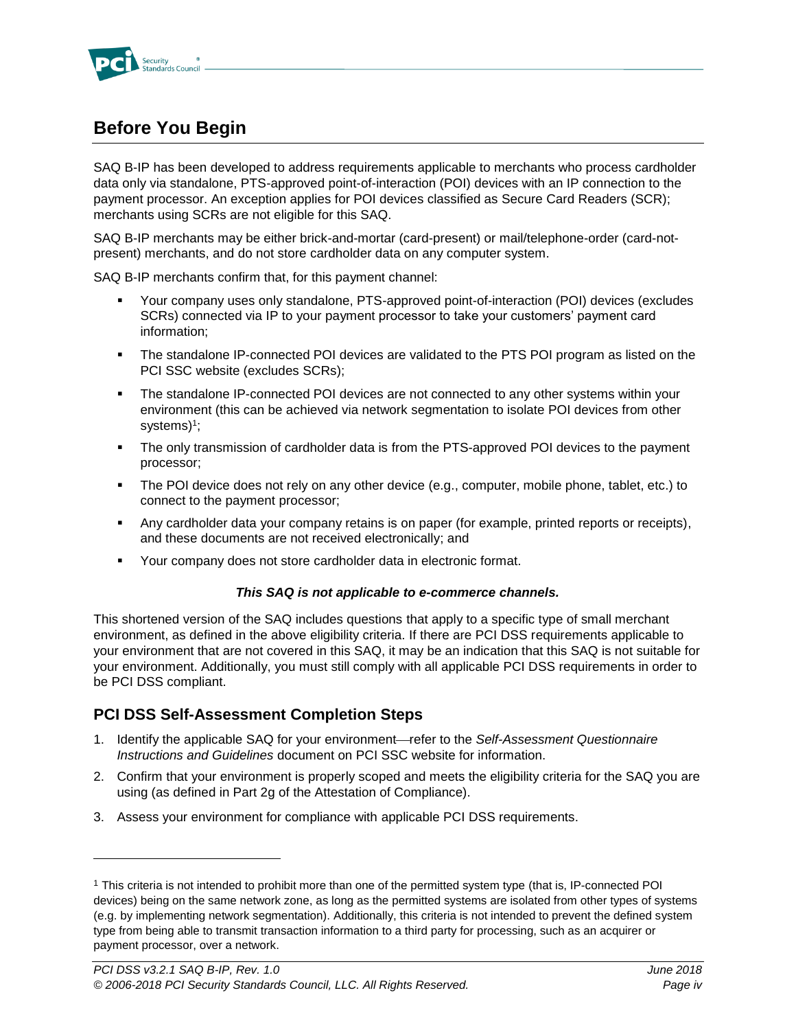# Before You Begin

SAQ B-IP has been developed to address requirements applicable to merchants who process cardholder data only via standalone, PTS-approved point-of-interaction (POI) devices with an IP connection to the payment processor. An exception applies for POI devices classified as Secure Card Readers (SCR); merchants using SCRs are not eligible for this SAQ.

SAQ B-IP merchants may be either brick-and-mortar (card-present) or mail/telephone-order (card-not-present) merchants, and do not store cardholder data on any computer system.

SAQ B-IP merchants confirm that, for this payment channel:

- Your company uses only standalone, PTS-approved point-of-interaction (POI) devices (excludes SCRs) connected via IP to your payment processor to take your customers' payment card information;
- The standalone IP-connected POI devices are validated to the PTS POI program as listed on the PCI SSC website (excludes SCRs);
- The standalone IP-connected POI devices are not connected to any other systems within your environment (this can be achieved via network segmentation to isolate POI devices from other systems)[1];
- The only transmission of cardholder data is from the PTS-approved POI devices to the payment processor;
- The POI device does not rely on any other device (e.g., computer, mobile phone, tablet, etc.) to connect to the payment processor;
- Any cardholder data your company retains is on paper (for example, printed reports or receipts), and these documents are not received electronically; and
- Your company does not store cardholder data in electronic format.

***This SAQ is not applicable to e-commerce channels.***

This shortened version of the SAQ includes questions that apply to a specific type of small merchant environment, as defined in the above eligibility criteria. If there are PCI DSS requirements applicable to your environment that are not covered in this SAQ, it may be an indication that this SAQ is not suitable for your environment. Additionally, you must still comply with all applicable PCI DSS requirements in order to be PCI DSS compliant.

## PCI DSS Self-Assessment Completion Steps

1. Identify the applicable SAQ for your environment—refer to the *Self-Assessment Questionnaire Instructions and Guidelines* document on PCI SSC website for information.
2. Confirm that your environment is properly scoped and meets the eligibility criteria for the SAQ you are using (as defined in Part 2g of the Attestation of Compliance).
3. Assess your environment for compliance with applicable PCI DSS requirements.

---

[1] This criteria is not intended to prohibit more than one of the permitted system type (that is, IP-connected POI devices) being on the same network zone, as long as the permitted systems are isolated from other types of systems (e.g. by implementing network segmentation). Additionally, this criteria is not intended to prevent the defined system type from being able to transmit transaction information to a third party for processing, such as an acquirer or payment processor, over a network.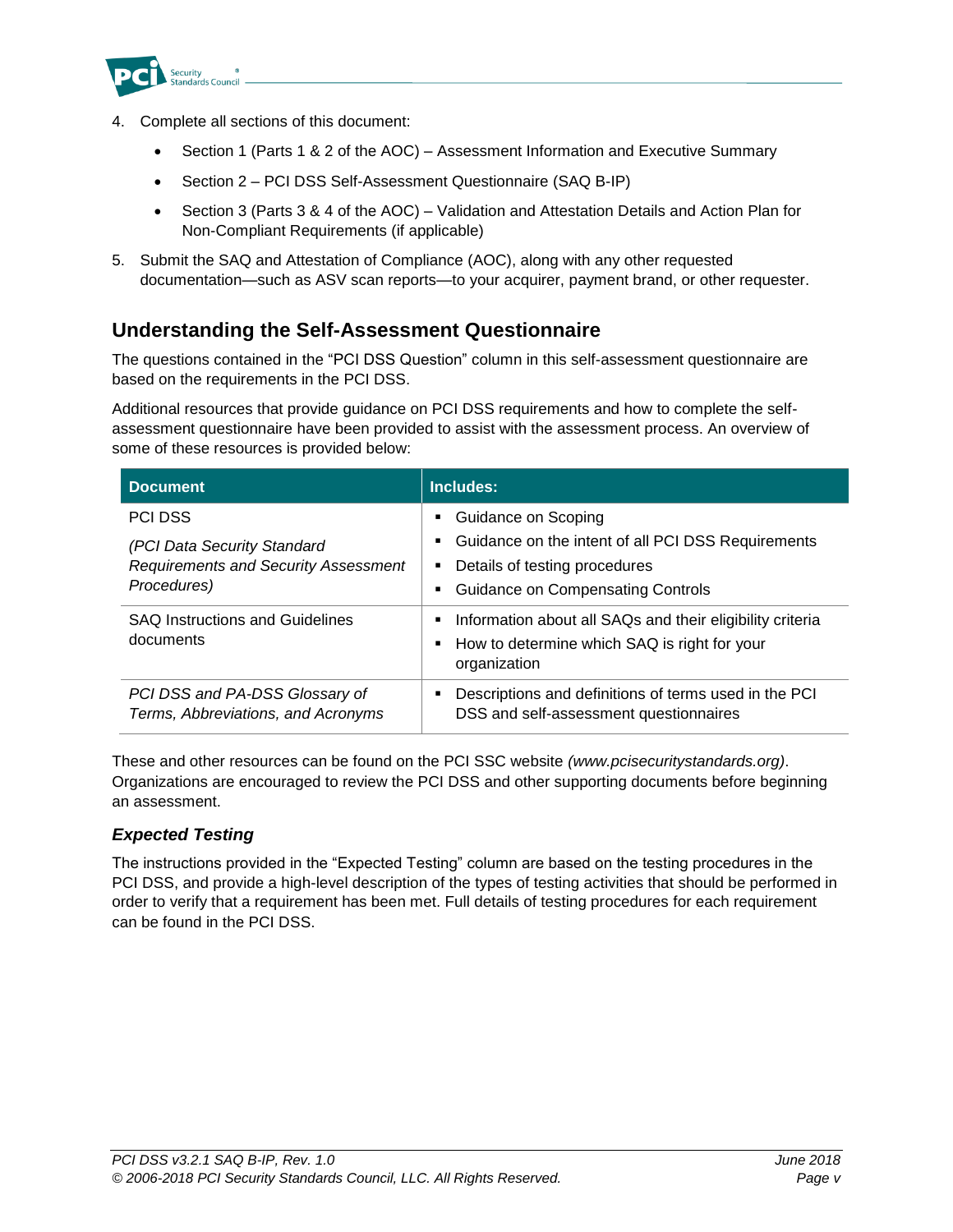4. Complete all sections of this document:
   - Section 1 (Parts 1 & 2 of the AOC) – Assessment Information and Executive Summary
   - Section 2 – PCI DSS Self-Assessment Questionnaire (SAQ B-IP)
   - Section 3 (Parts 3 & 4 of the AOC) – Validation and Attestation Details and Action Plan for Non-Compliant Requirements (if applicable)
5. Submit the SAQ and Attestation of Compliance (AOC), along with any other requested documentation—such as ASV scan reports—to your acquirer, payment brand, or other requester.

## Understanding the Self-Assessment Questionnaire

The questions contained in the "PCI DSS Question" column in this self-assessment questionnaire are based on the requirements in the PCI DSS.

Additional resources that provide guidance on PCI DSS requirements and how to complete the self-assessment questionnaire have been provided to assist with the assessment process. An overview of some of these resources is provided below:

| Document | Includes: |
|---|---|
| PCI DSS<br><br>*(PCI Data Security Standard Requirements and Security Assessment Procedures)* | ▪ Guidance on Scoping<br>▪ Guidance on the intent of all PCI DSS Requirements<br>▪ Details of testing procedures<br>▪ Guidance on Compensating Controls |
| SAQ Instructions and Guidelines documents | ▪ Information about all SAQs and their eligibility criteria<br>▪ How to determine which SAQ is right for your organization |
| *PCI DSS and PA-DSS Glossary of Terms, Abbreviations, and Acronyms* | ▪ Descriptions and definitions of terms used in the PCI DSS and self-assessment questionnaires |

These and other resources can be found on the PCI SSC website *(www.pcisecuritystandards.org)*. Organizations are encouraged to review the PCI DSS and other supporting documents before beginning an assessment.

### *Expected Testing*

The instructions provided in the "Expected Testing" column are based on the testing procedures in the PCI DSS, and provide a high-level description of the types of testing activities that should be performed in order to verify that a requirement has been met. Full details of testing procedures for each requirement can be found in the PCI DSS.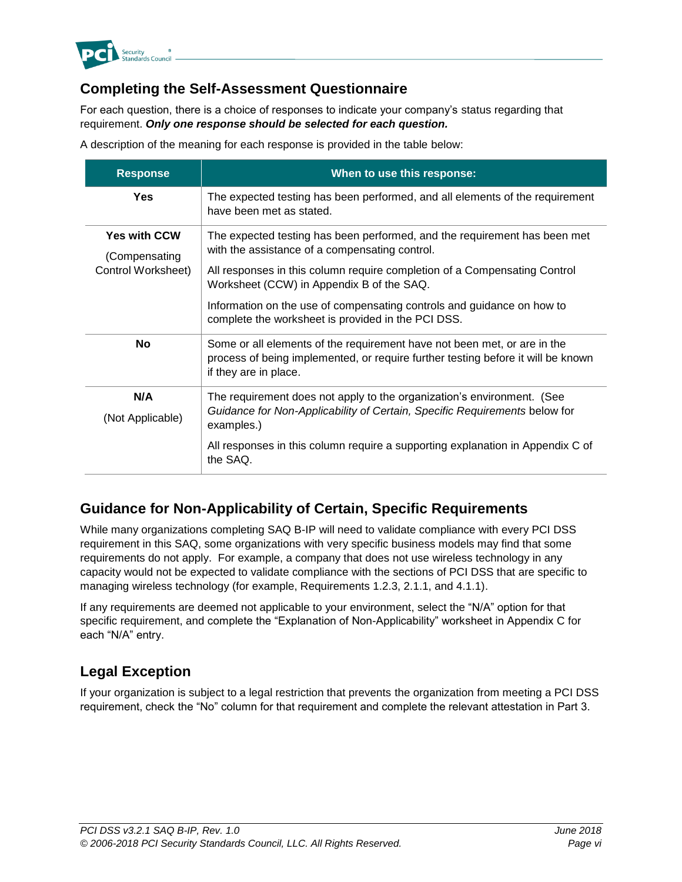## Completing the Self-Assessment Questionnaire

For each question, there is a choice of responses to indicate your company's status regarding that requirement. ***Only one response should be selected for each question.***

A description of the meaning for each response is provided in the table below:

| Response | When to use this response: |
|---|---|
| **Yes** | The expected testing has been performed, and all elements of the requirement have been met as stated. |
| **Yes with CCW** (Compensating Control Worksheet) | The expected testing has been performed, and the requirement has been met with the assistance of a compensating control. All responses in this column require completion of a Compensating Control Worksheet (CCW) in Appendix B of the SAQ. Information on the use of compensating controls and guidance on how to complete the worksheet is provided in the PCI DSS. |
| **No** | Some or all elements of the requirement have not been met, or are in the process of being implemented, or require further testing before it will be known if they are in place. |
| **N/A** (Not Applicable) | The requirement does not apply to the organization's environment. (See *Guidance for Non-Applicability of Certain, Specific Requirements* below for examples.) All responses in this column require a supporting explanation in Appendix C of the SAQ. |

## Guidance for Non-Applicability of Certain, Specific Requirements

While many organizations completing SAQ B-IP will need to validate compliance with every PCI DSS requirement in this SAQ, some organizations with very specific business models may find that some requirements do not apply. For example, a company that does not use wireless technology in any capacity would not be expected to validate compliance with the sections of PCI DSS that are specific to managing wireless technology (for example, Requirements 1.2.3, 2.1.1, and 4.1.1).

If any requirements are deemed not applicable to your environment, select the "N/A" option for that specific requirement, and complete the "Explanation of Non-Applicability" worksheet in Appendix C for each "N/A" entry.

## Legal Exception

If your organization is subject to a legal restriction that prevents the organization from meeting a PCI DSS requirement, check the "No" column for that requirement and complete the relevant attestation in Part 3.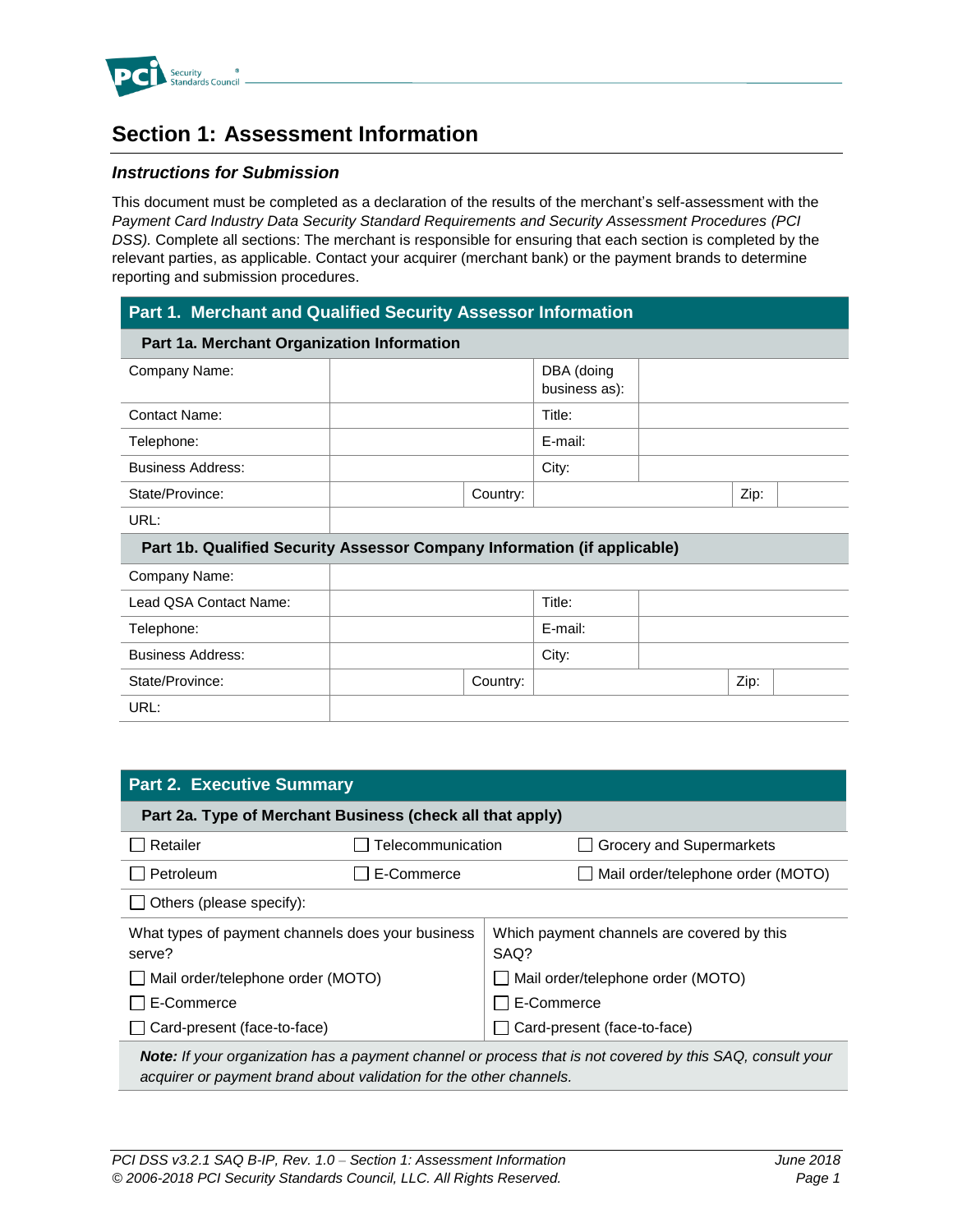# Section 1: Assessment Information

### *Instructions for Submission*

This document must be completed as a declaration of the results of the merchant's self-assessment with the *Payment Card Industry Data Security Standard Requirements and Security Assessment Procedures (PCI DSS).* Complete all sections: The merchant is responsible for ensuring that each section is completed by the relevant parties, as applicable. Contact your acquirer (merchant bank) or the payment brands to determine reporting and submission procedures.

| **Part 1. Merchant and Qualified Security Assessor Information** | | | | | |
|---|---|---|---|---|---|
| **Part 1a. Merchant Organization Information** | | | | | |
| Company Name: | | | DBA (doing business as): | | |
| Contact Name: | | | Title: | | |
| Telephone: | | | E-mail: | | |
| Business Address: | | | City: | | |
| State/Province: | | Country: | | Zip: | |
| URL: | | | | | |
| **Part 1b. Qualified Security Assessor Company Information (if applicable)** | | | | | |
| Company Name: | | | | | |
| Lead QSA Contact Name: | | | Title: | | |
| Telephone: | | | E-mail: | | |
| Business Address: | | | City: | | |
| State/Province: | | Country: | | Zip: | |
| URL: | | | | | |

| **Part 2. Executive Summary** | | |
|---|---|---|
| **Part 2a. Type of Merchant Business (check all that apply)** | | |
| ☐ Retailer | ☐ Telecommunication | ☐ Grocery and Supermarkets |
| ☐ Petroleum | ☐ E-Commerce | ☐ Mail order/telephone order (MOTO) |
| ☐ Others (please specify): | | |

| What types of payment channels does your business serve? | Which payment channels are covered by this SAQ? |
|---|---|
| ☐ Mail order/telephone order (MOTO) | ☐ Mail order/telephone order (MOTO) |
| ☐ E-Commerce | ☐ E-Commerce |
| ☐ Card-present (face-to-face) | ☐ Card-present (face-to-face) |

***Note:*** *If your organization has a payment channel or process that is not covered by this SAQ, consult your acquirer or payment brand about validation for the other channels.*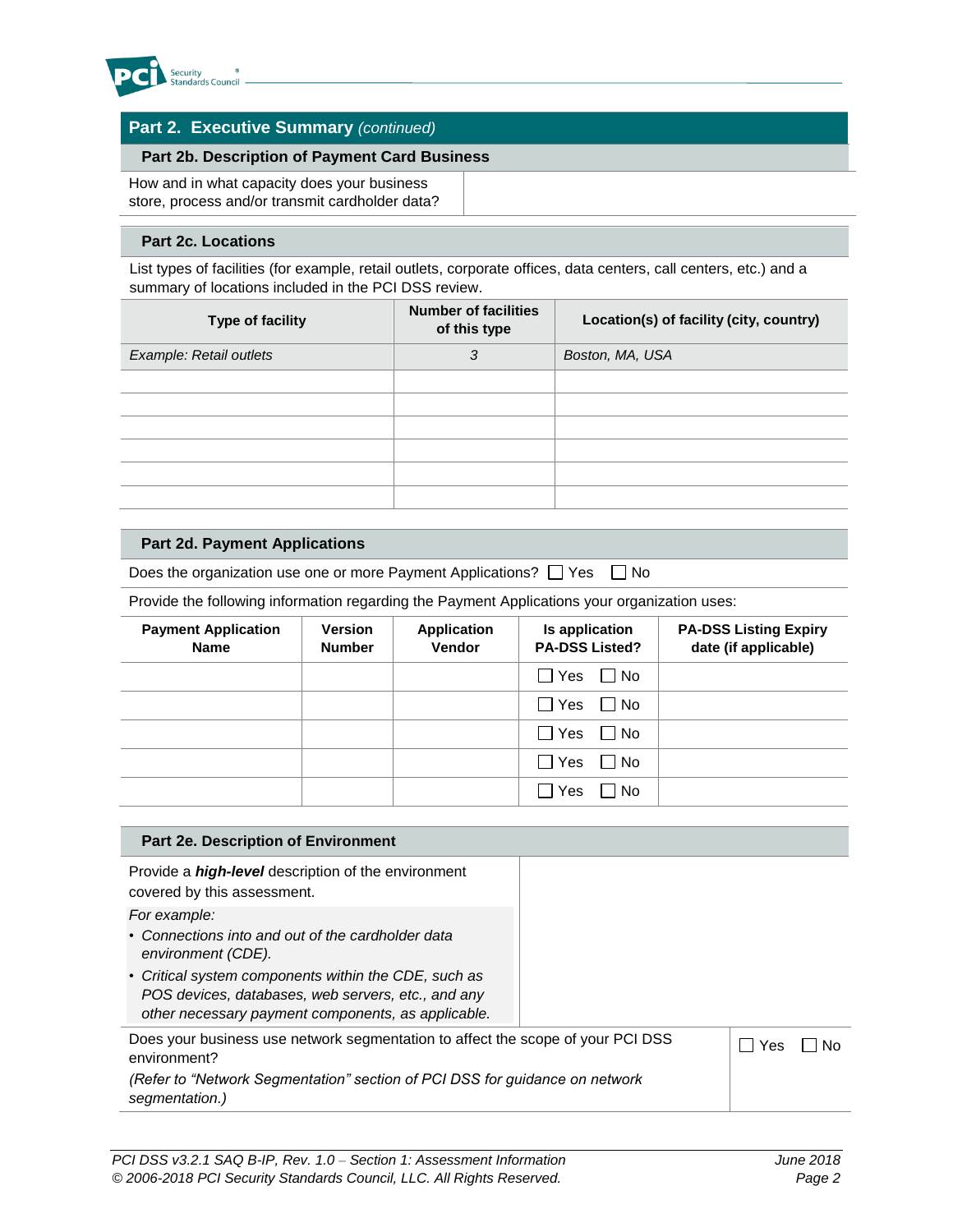## Part 2. Executive Summary *(continued)*

### Part 2b. Description of Payment Card Business

| How and in what capacity does your business store, process and/or transmit cardholder data? | |
|---|---|

### Part 2c. Locations

List types of facilities (for example, retail outlets, corporate offices, data centers, call centers, etc.) and a summary of locations included in the PCI DSS review.

| Type of facility | Number of facilities of this type | Location(s) of facility (city, country) |
|---|---|---|
| *Example: Retail outlets* | *3* | *Boston, MA, USA* |
| | | |
| | | |
| | | |
| | | |
| | | |
| | | |

### Part 2d. Payment Applications

Does the organization use one or more Payment Applications? ☐ Yes ☐ No

Provide the following information regarding the Payment Applications your organization uses:

| Payment Application Name | Version Number | Application Vendor | Is application PA-DSS Listed? | PA-DSS Listing Expiry date (if applicable) |
|---|---|---|---|---|
| | | | ☐ Yes ☐ No | |
| | | | ☐ Yes ☐ No | |
| | | | ☐ Yes ☐ No | |
| | | | ☐ Yes ☐ No | |
| | | | ☐ Yes ☐ No | |

### Part 2e. Description of Environment

| Provide a ***high-level*** description of the environment covered by this assessment.<br>*For example:*<br>• *Connections into and out of the cardholder data environment (CDE).*<br>• *Critical system components within the CDE, such as POS devices, databases, web servers, etc., and any other necessary payment components, as applicable.* | |
|---|---|
| Does your business use network segmentation to affect the scope of your PCI DSS environment?<br>*(Refer to "Network Segmentation" section of PCI DSS for guidance on network segmentation.)* | ☐ Yes ☐ No |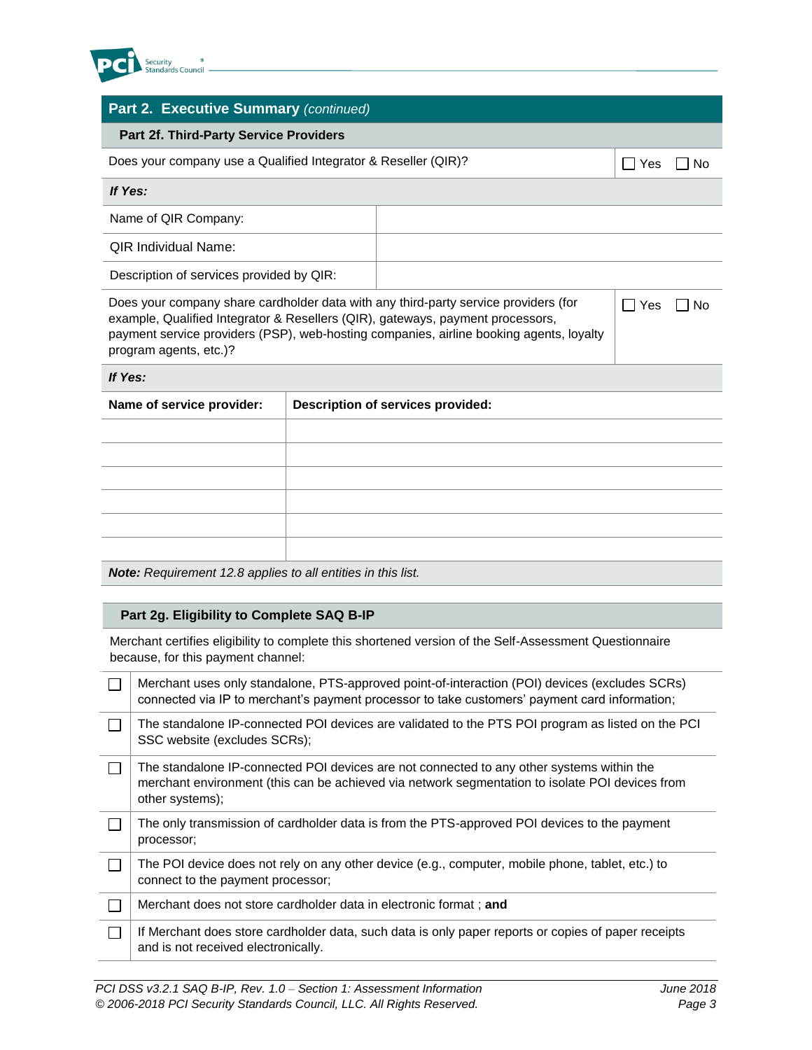## Part 2. Executive Summary *(continued)*

### Part 2f. Third-Party Service Providers

| | |
|---|---|
| Does your company use a Qualified Integrator & Reseller (QIR)? | ☐ Yes ☐ No |

***If Yes:***

| | |
|---|---|
| Name of QIR Company: | |
| QIR Individual Name: | |
| Description of services provided by QIR: | |

| | |
|---|---|
| Does your company share cardholder data with any third-party service providers (for example, Qualified Integrator & Resellers (QIR), gateways, payment processors, payment service providers (PSP), web-hosting companies, airline booking agents, loyalty program agents, etc.)? | ☐ Yes ☐ No |

***If Yes:***

| **Name of service provider:** | **Description of services provided:** |
|---|---|
| | |
| | |
| | |
| | |
| | |
| | |

***Note:*** *Requirement 12.8 applies to all entities in this list.*

### Part 2g. Eligibility to Complete SAQ B-IP

Merchant certifies eligibility to complete this shortened version of the Self-Assessment Questionnaire because, for this payment channel:

- ☐ Merchant uses only standalone, PTS-approved point-of-interaction (POI) devices (excludes SCRs) connected via IP to merchant's payment processor to take customers' payment card information;
- ☐ The standalone IP-connected POI devices are validated to the PTS POI program as listed on the PCI SSC website (excludes SCRs);
- ☐ The standalone IP-connected POI devices are not connected to any other systems within the merchant environment (this can be achieved via network segmentation to isolate POI devices from other systems);
- ☐ The only transmission of cardholder data is from the PTS-approved POI devices to the payment processor;
- ☐ The POI device does not rely on any other device (e.g., computer, mobile phone, tablet, etc.) to connect to the payment processor;
- ☐ Merchant does not store cardholder data in electronic format ; **and**
- ☐ If Merchant does store cardholder data, such data is only paper reports or copies of paper receipts and is not received electronically.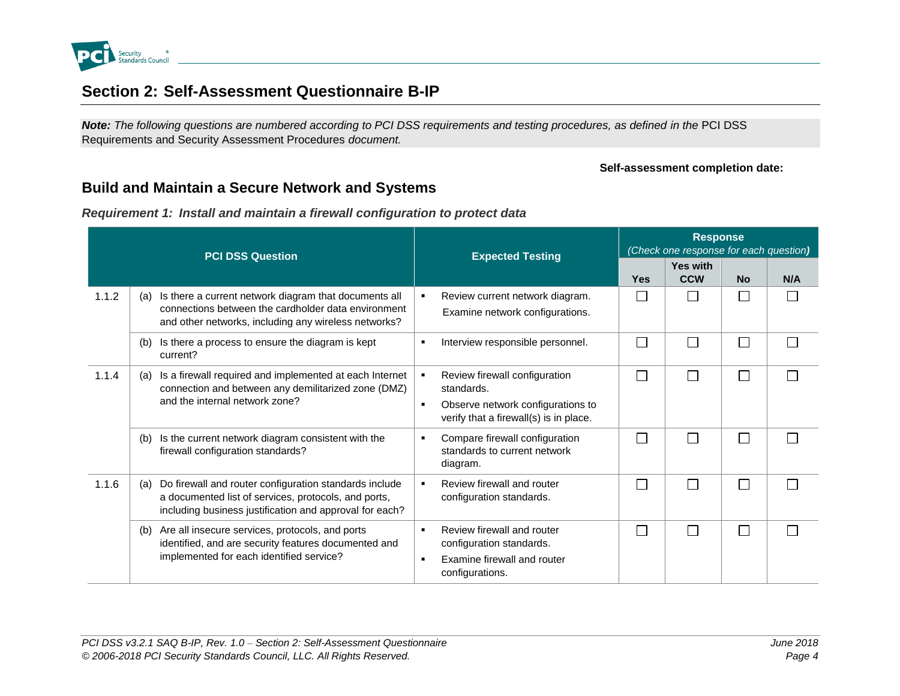## Section 2: Self-Assessment Questionnaire B-IP

***Note:*** *The following questions are numbered according to PCI DSS requirements and testing procedures, as defined in the* PCI DSS Requirements and Security Assessment Procedures *document.*

**Self-assessment completion date:**

## Build and Maintain a Secure Network and Systems

### *Requirement 1: Install and maintain a firewall configuration to protect data*

| | PCI DSS Question | Expected Testing | Response *(Check one response for each question)* | | | |
|---|---|---|---|---|---|---|
| | | | **Yes** | **Yes with CCW** | **No** | **N/A** |
| 1.1.2 | (a) Is there a current network diagram that documents all connections between the cardholder data environment and other networks, including any wireless networks? | ▪ Review current network diagram.<br>Examine network configurations. | ☐ | ☐ | ☐ | ☐ |
| | (b) Is there a process to ensure the diagram is kept current? | ▪ Interview responsible personnel. | ☐ | ☐ | ☐ | ☐ |
| 1.1.4 | (a) Is a firewall required and implemented at each Internet connection and between any demilitarized zone (DMZ) and the internal network zone? | ▪ Review firewall configuration standards.<br>▪ Observe network configurations to verify that a firewall(s) is in place. | ☐ | ☐ | ☐ | ☐ |
| | (b) Is the current network diagram consistent with the firewall configuration standards? | ▪ Compare firewall configuration standards to current network diagram. | ☐ | ☐ | ☐ | ☐ |
| 1.1.6 | (a) Do firewall and router configuration standards include a documented list of services, protocols, and ports, including business justification and approval for each? | ▪ Review firewall and router configuration standards. | ☐ | ☐ | ☐ | ☐ |
| | (b) Are all insecure services, protocols, and ports identified, and are security features documented and implemented for each identified service? | ▪ Review firewall and router configuration standards.<br>▪ Examine firewall and router configurations. | ☐ | ☐ | ☐ | ☐ |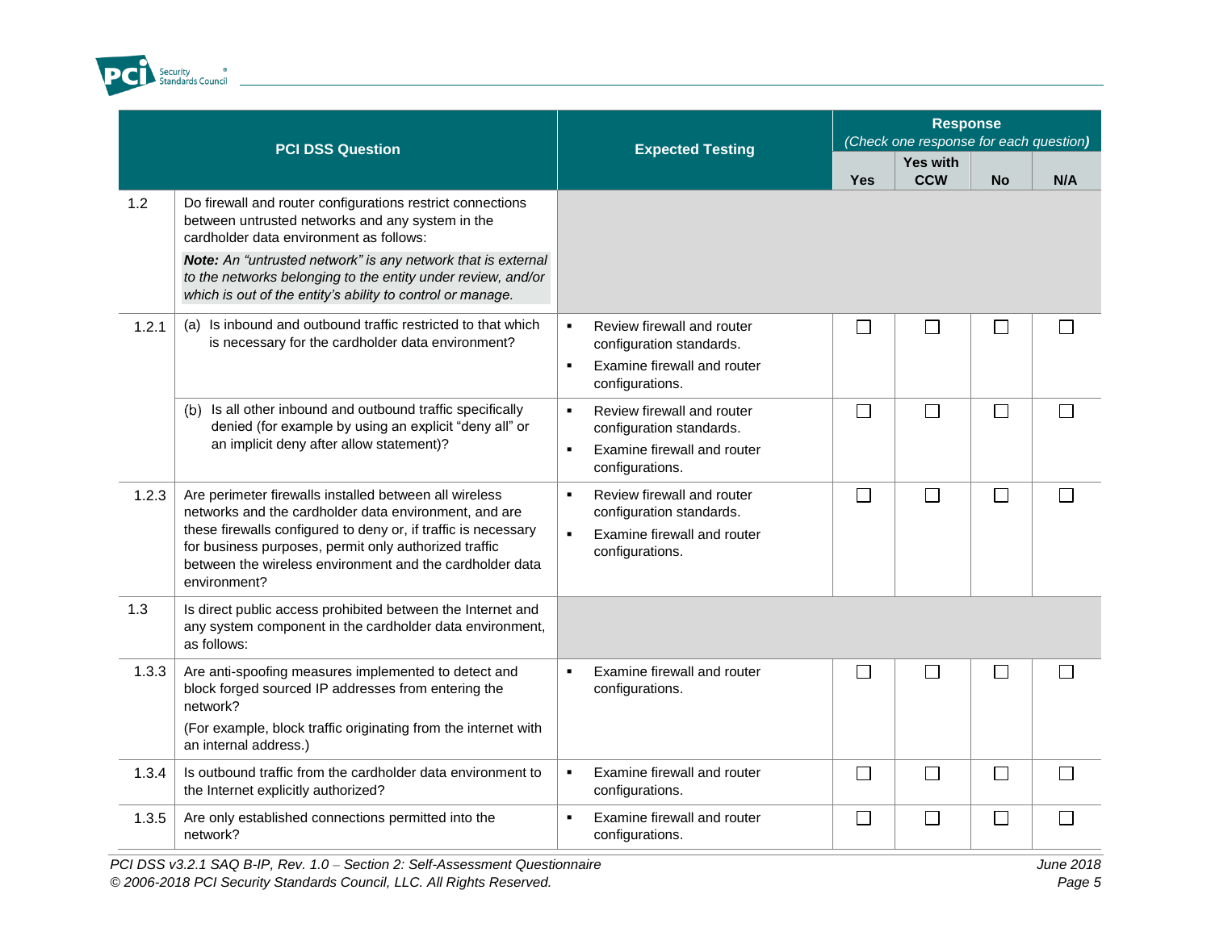| PCI DSS Question | | Expected Testing | Response (Check one response for each question) | | | |
|---|---|---|---|---|---|---|
| | | | Yes | Yes with CCW | No | N/A |
| 1.2 | Do firewall and router configurations restrict connections between untrusted networks and any system in the cardholder data environment as follows:<br>***Note:** An "untrusted network" is any network that is external to the networks belonging to the entity under review, and/or which is out of the entity's ability to control or manage.* | | | | | |
| 1.2.1 | (a) Is inbound and outbound traffic restricted to that which is necessary for the cardholder data environment? | ▪ Review firewall and router configuration standards.<br>▪ Examine firewall and router configurations. | ☐ | ☐ | ☐ | ☐ |
| | (b) Is all other inbound and outbound traffic specifically denied (for example by using an explicit "deny all" or an implicit deny after allow statement)? | ▪ Review firewall and router configuration standards.<br>▪ Examine firewall and router configurations. | ☐ | ☐ | ☐ | ☐ |
| 1.2.3 | Are perimeter firewalls installed between all wireless networks and the cardholder data environment, and are these firewalls configured to deny or, if traffic is necessary for business purposes, permit only authorized traffic between the wireless environment and the cardholder data environment? | ▪ Review firewall and router configuration standards.<br>▪ Examine firewall and router configurations. | ☐ | ☐ | ☐ | ☐ |
| 1.3 | Is direct public access prohibited between the Internet and any system component in the cardholder data environment, as follows: | | | | | |
| 1.3.3 | Are anti-spoofing measures implemented to detect and block forged sourced IP addresses from entering the network?<br>(For example, block traffic originating from the internet with an internal address.) | ▪ Examine firewall and router configurations. | ☐ | ☐ | ☐ | ☐ |
| 1.3.4 | Is outbound traffic from the cardholder data environment to the Internet explicitly authorized? | ▪ Examine firewall and router configurations. | ☐ | ☐ | ☐ | ☐ |
| 1.3.5 | Are only established connections permitted into the network? | ▪ Examine firewall and router configurations. | ☐ | ☐ | ☐ | ☐ |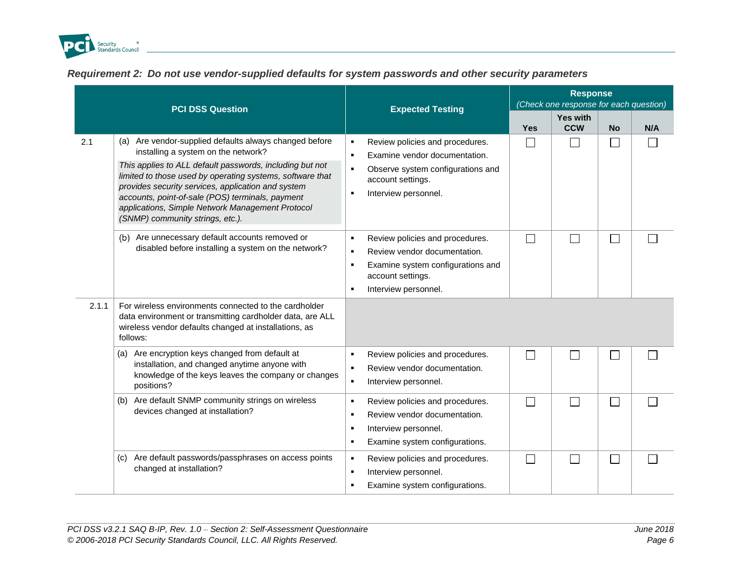## *Requirement 2: Do not use vendor-supplied defaults for system passwords and other security parameters*

| | PCI DSS Question | Expected Testing | Response *(Check one response for each question)* | | | |
|---|---|---|---|---|---|---|
| | | | Yes | Yes with CCW | No | N/A |
| 2.1 | (a) Are vendor-supplied defaults always changed before installing a system on the network?<br>*This applies to ALL default passwords, including but not limited to those used by operating systems, software that provides security services, application and system accounts, point-of-sale (POS) terminals, payment applications, Simple Network Management Protocol (SNMP) community strings, etc.).* | ▪ Review policies and procedures.<br>▪ Examine vendor documentation.<br>▪ Observe system configurations and account settings.<br>▪ Interview personnel. | ☐ | ☐ | ☐ | ☐ |
| | (b) Are unnecessary default accounts removed or disabled before installing a system on the network? | ▪ Review policies and procedures.<br>▪ Review vendor documentation.<br>▪ Examine system configurations and account settings.<br>▪ Interview personnel. | ☐ | ☐ | ☐ | ☐ |
| 2.1.1 | For wireless environments connected to the cardholder data environment or transmitting cardholder data, are ALL wireless vendor defaults changed at installations, as follows: | | | | | |
| | (a) Are encryption keys changed from default at installation, and changed anytime anyone with knowledge of the keys leaves the company or changes positions? | ▪ Review policies and procedures.<br>▪ Review vendor documentation.<br>▪ Interview personnel. | ☐ | ☐ | ☐ | ☐ |
| | (b) Are default SNMP community strings on wireless devices changed at installation? | ▪ Review policies and procedures.<br>▪ Review vendor documentation.<br>▪ Interview personnel.<br>▪ Examine system configurations. | ☐ | ☐ | ☐ | ☐ |
| | (c) Are default passwords/passphrases on access points changed at installation? | ▪ Review policies and procedures.<br>▪ Interview personnel.<br>▪ Examine system configurations. | ☐ | ☐ | ☐ | ☐ |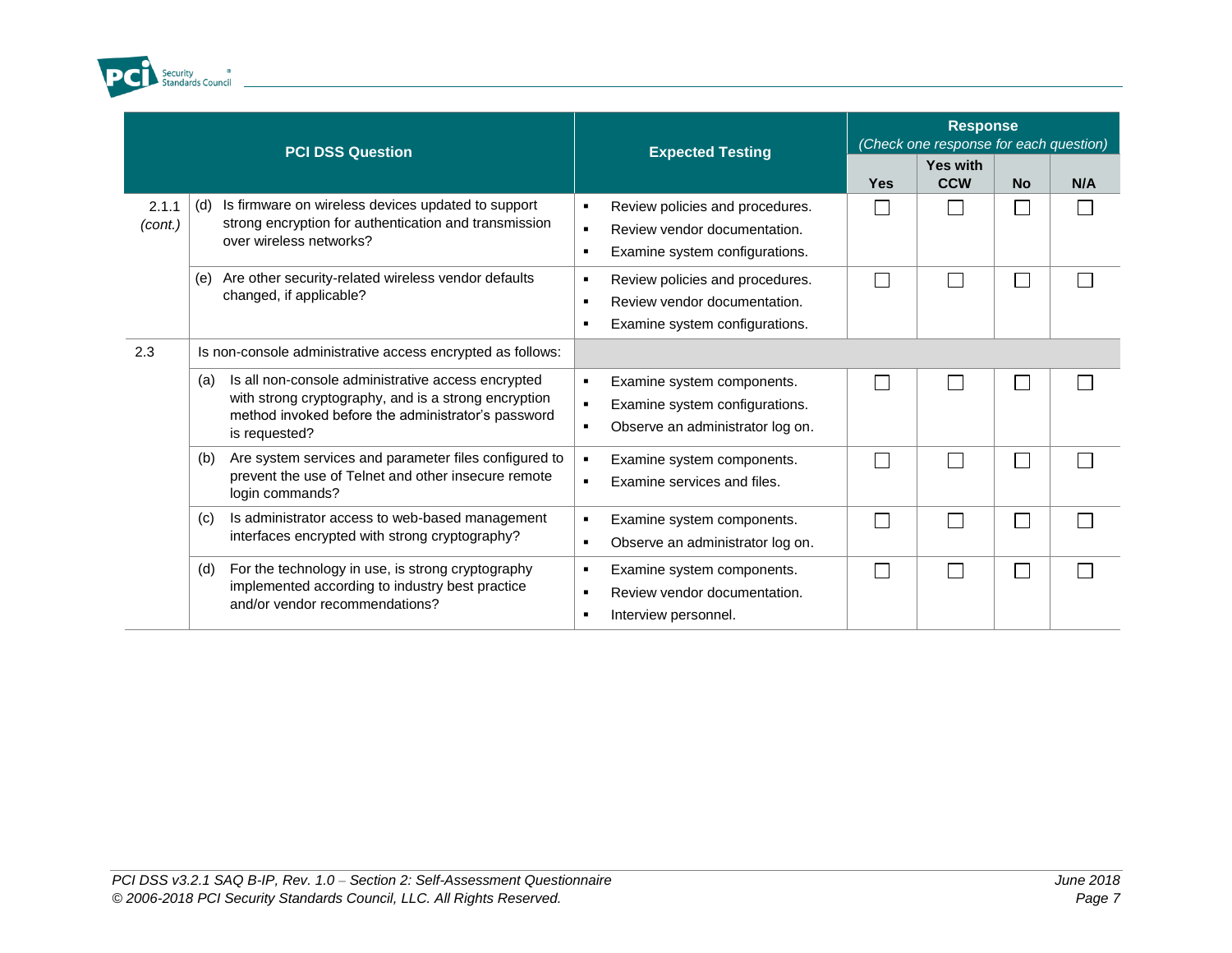| PCI DSS Question | | Expected Testing | Response *(Check one response for each question)* | | | |
|---|---|---|---|---|---|---|
| | | | Yes | Yes with CCW | No | N/A |
| 2.1.1 *(cont.)* | (d) Is firmware on wireless devices updated to support strong encryption for authentication and transmission over wireless networks? | ▪ Review policies and procedures.<br>▪ Review vendor documentation.<br>▪ Examine system configurations. | ☐ | ☐ | ☐ | ☐ |
| | (e) Are other security-related wireless vendor defaults changed, if applicable? | ▪ Review policies and procedures.<br>▪ Review vendor documentation.<br>▪ Examine system configurations. | ☐ | ☐ | ☐ | ☐ |
| 2.3 | Is non-console administrative access encrypted as follows: | | | | | |
| | (a) Is all non-console administrative access encrypted with strong cryptography, and is a strong encryption method invoked before the administrator's password is requested? | ▪ Examine system components.<br>▪ Examine system configurations.<br>▪ Observe an administrator log on. | ☐ | ☐ | ☐ | ☐ |
| | (b) Are system services and parameter files configured to prevent the use of Telnet and other insecure remote login commands? | ▪ Examine system components.<br>▪ Examine services and files. | ☐ | ☐ | ☐ | ☐ |
| | (c) Is administrator access to web-based management interfaces encrypted with strong cryptography? | ▪ Examine system components.<br>▪ Observe an administrator log on. | ☐ | ☐ | ☐ | ☐ |
| | (d) For the technology in use, is strong cryptography implemented according to industry best practice and/or vendor recommendations? | ▪ Examine system components.<br>▪ Review vendor documentation.<br>▪ Interview personnel. | ☐ | ☐ | ☐ | ☐ |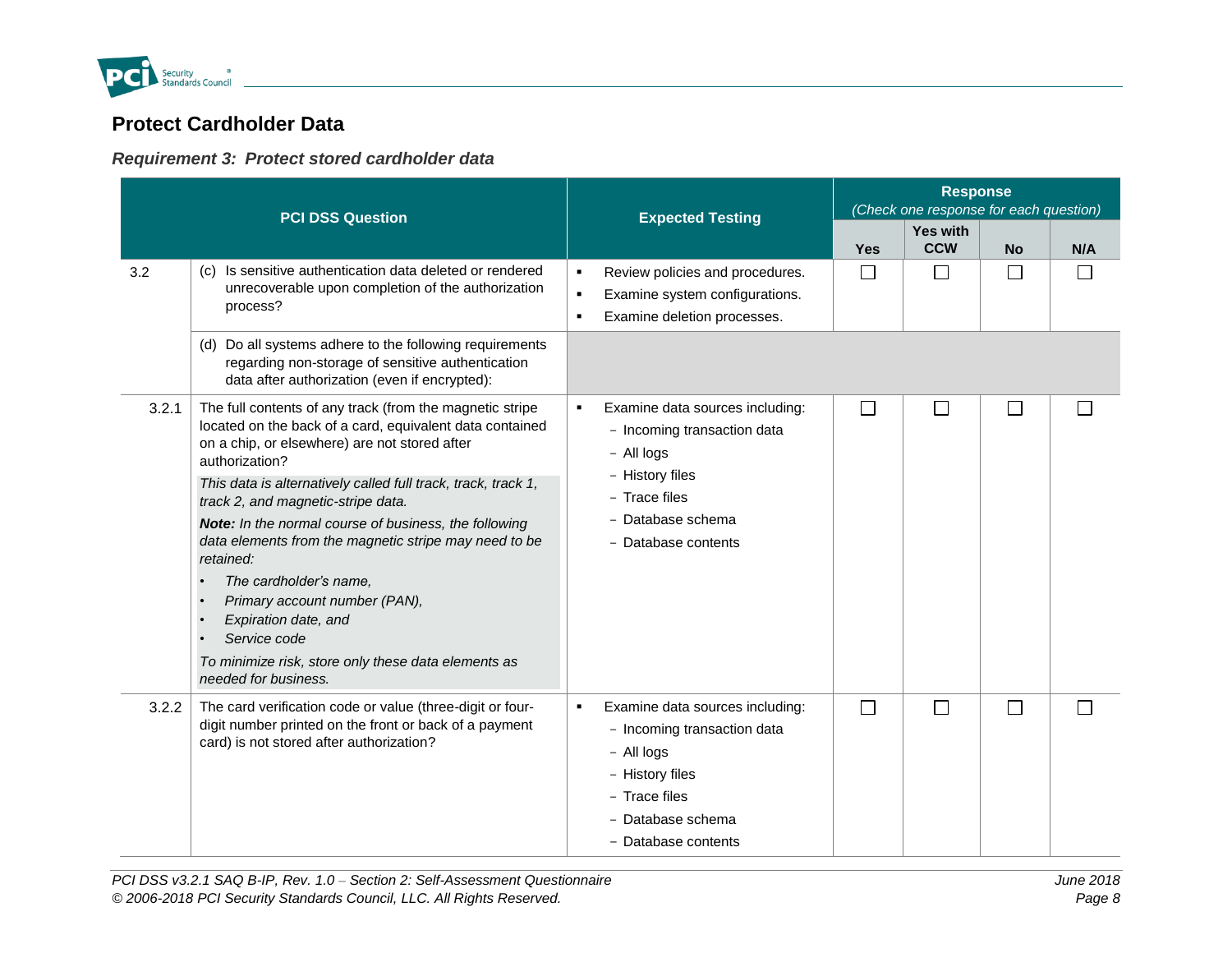## Protect Cardholder Data

### *Requirement 3: Protect stored cardholder data*

| | PCI DSS Question | Expected Testing | Response *(Check one response for each question)* | | | |
|---|---|---|---|---|---|---|
| | | | Yes | Yes with CCW | No | N/A |
| 3.2 | (c) Is sensitive authentication data deleted or rendered unrecoverable upon completion of the authorization process? | ▪ Review policies and procedures.<br>▪ Examine system configurations.<br>▪ Examine deletion processes. | ☐ | ☐ | ☐ | ☐ |
| | (d) Do all systems adhere to the following requirements regarding non-storage of sensitive authentication data after authorization (even if encrypted): | | | | | |
| 3.2.1 | The full contents of any track (from the magnetic stripe located on the back of a card, equivalent data contained on a chip, or elsewhere) are not stored after authorization?<br>*This data is alternatively called full track, track, track 1, track 2, and magnetic-stripe data.*<br>***Note:** In the normal course of business, the following data elements from the magnetic stripe may need to be retained:*<br>• *The cardholder's name,*<br>• *Primary account number (PAN),*<br>• *Expiration date, and*<br>• *Service code*<br>*To minimize risk, store only these data elements as needed for business.* | ▪ Examine data sources including:<br>- Incoming transaction data<br>- All logs<br>- History files<br>- Trace files<br>- Database schema<br>- Database contents | ☐ | ☐ | ☐ | ☐ |
| 3.2.2 | The card verification code or value (three-digit or four-digit number printed on the front or back of a payment card) is not stored after authorization? | ▪ Examine data sources including:<br>- Incoming transaction data<br>- All logs<br>- History files<br>- Trace files<br>- Database schema<br>- Database contents | ☐ | ☐ | ☐ | ☐ |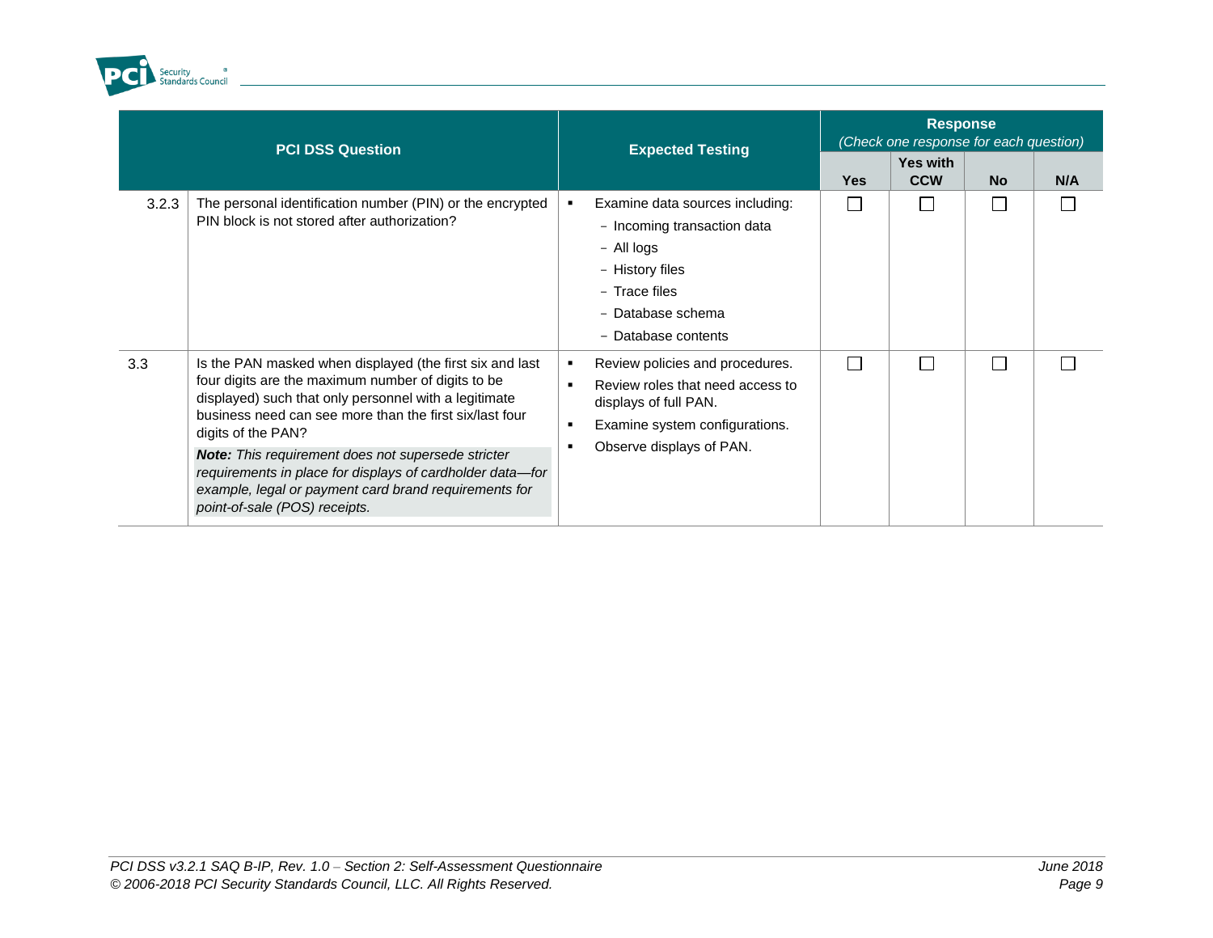| | PCI DSS Question | Expected Testing | Response (Check one response for each question) | | | |
|---|---|---|---|---|---|---|
| | | | Yes | Yes with CCW | No | N/A |
| 3.2.3 | The personal identification number (PIN) or the encrypted PIN block is not stored after authorization? | ▪ Examine data sources including:<br>− Incoming transaction data<br>− All logs<br>− History files<br>− Trace files<br>− Database schema<br>− Database contents | ☐ | ☐ | ☐ | ☐ |
| 3.3 | Is the PAN masked when displayed (the first six and last four digits are the maximum number of digits to be displayed) such that only personnel with a legitimate business need can see more than the first six/last four digits of the PAN?<br>***Note:*** *This requirement does not supersede stricter requirements in place for displays of cardholder data—for example, legal or payment card brand requirements for point-of-sale (POS) receipts.* | ▪ Review policies and procedures.<br>▪ Review roles that need access to displays of full PAN.<br>▪ Examine system configurations.<br>▪ Observe displays of PAN. | ☐ | ☐ | ☐ | ☐ |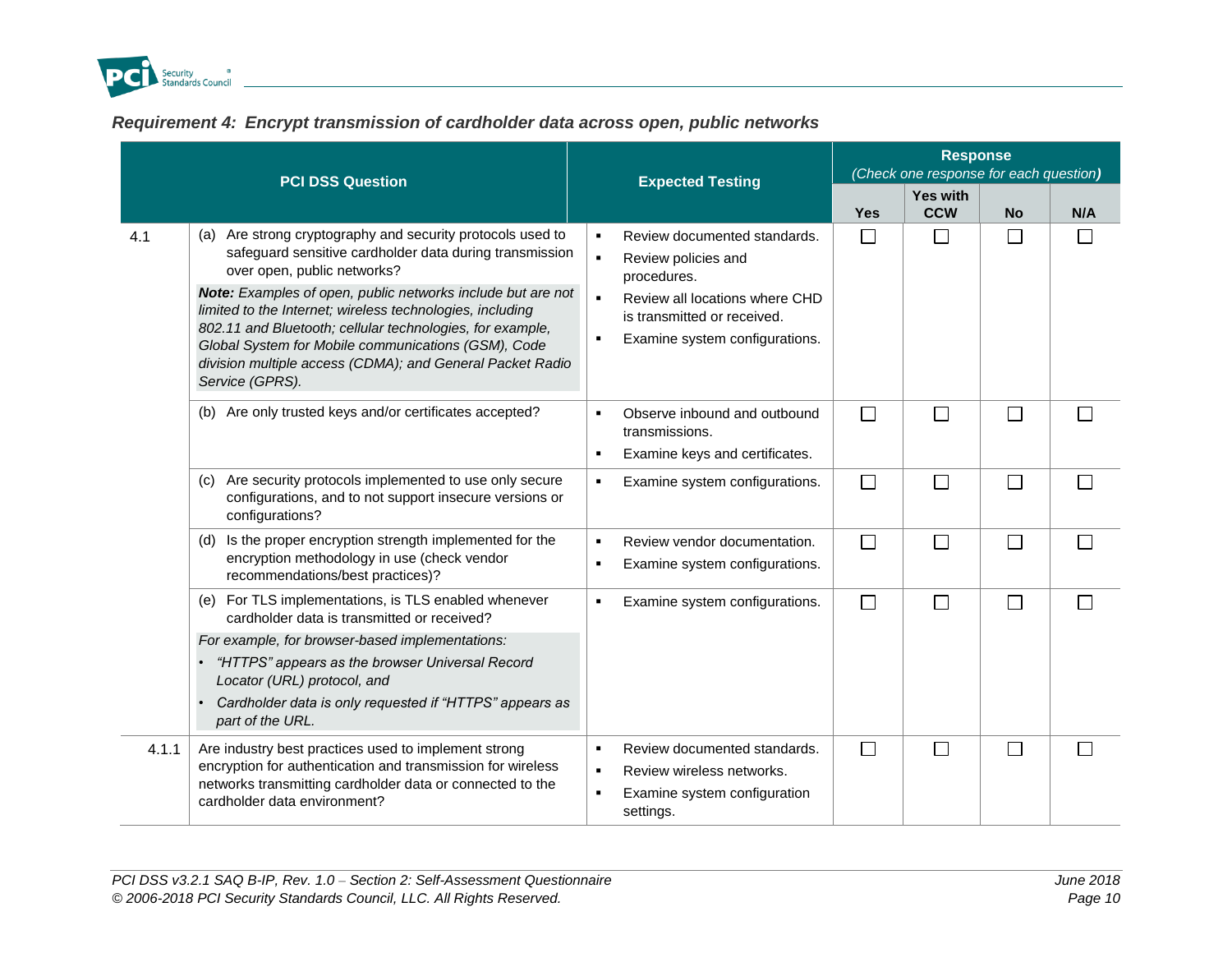### *Requirement 4: Encrypt transmission of cardholder data across open, public networks*

| | PCI DSS Question | Expected Testing | Response *(Check one response for each question)* | | | |
|---|---|---|---|---|---|---|
| | | | Yes | Yes with CCW | No | N/A |
| 4.1 | (a) Are strong cryptography and security protocols used to safeguard sensitive cardholder data during transmission over open, public networks?<br>***Note:*** *Examples of open, public networks include but are not limited to the Internet; wireless technologies, including 802.11 and Bluetooth; cellular technologies, for example, Global System for Mobile communications (GSM), Code division multiple access (CDMA); and General Packet Radio Service (GPRS).* | ▪ Review documented standards.<br>▪ Review policies and procedures.<br>▪ Review all locations where CHD is transmitted or received.<br>▪ Examine system configurations. | ☐ | ☐ | ☐ | ☐ |
| | (b) Are only trusted keys and/or certificates accepted? | ▪ Observe inbound and outbound transmissions.<br>▪ Examine keys and certificates. | ☐ | ☐ | ☐ | ☐ |
| | (c) Are security protocols implemented to use only secure configurations, and to not support insecure versions or configurations? | ▪ Examine system configurations. | ☐ | ☐ | ☐ | ☐ |
| | (d) Is the proper encryption strength implemented for the encryption methodology in use (check vendor recommendations/best practices)? | ▪ Review vendor documentation.<br>▪ Examine system configurations. | ☐ | ☐ | ☐ | ☐ |
| | (e) For TLS implementations, is TLS enabled whenever cardholder data is transmitted or received?<br>*For example, for browser-based implementations:*<br>• *"HTTPS" appears as the browser Universal Record Locator (URL) protocol, and*<br>• *Cardholder data is only requested if "HTTPS" appears as part of the URL.* | ▪ Examine system configurations. | ☐ | ☐ | ☐ | ☐ |
| 4.1.1 | Are industry best practices used to implement strong encryption for authentication and transmission for wireless networks transmitting cardholder data or connected to the cardholder data environment? | ▪ Review documented standards.<br>▪ Review wireless networks.<br>▪ Examine system configuration settings. | ☐ | ☐ | ☐ | ☐ |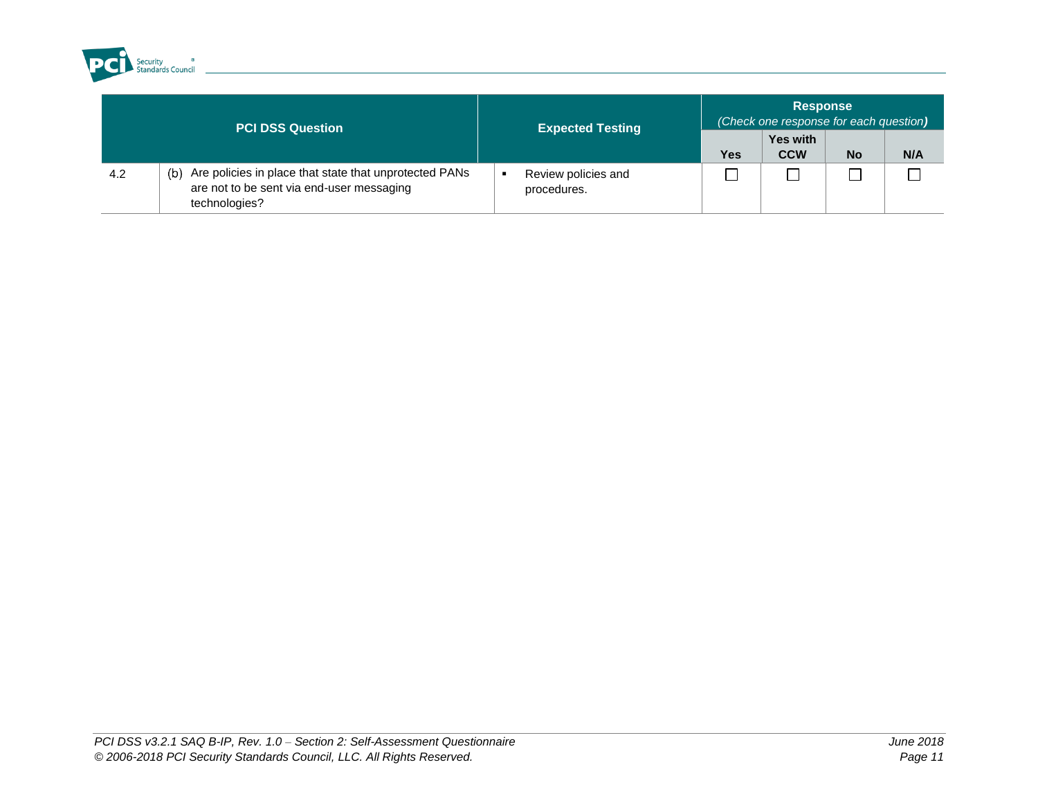| PCI DSS Question | | Expected Testing | Response (*Check one response for each question*) | | | |
|---|---|---|---|---|---|---|
| | | | **Yes** | **Yes with CCW** | **No** | **N/A** |
| 4.2 | (b) Are policies in place that state that unprotected PANs are not to be sent via end-user messaging technologies? | ▪ Review policies and procedures. | ☐ | ☐ | ☐ | ☐ |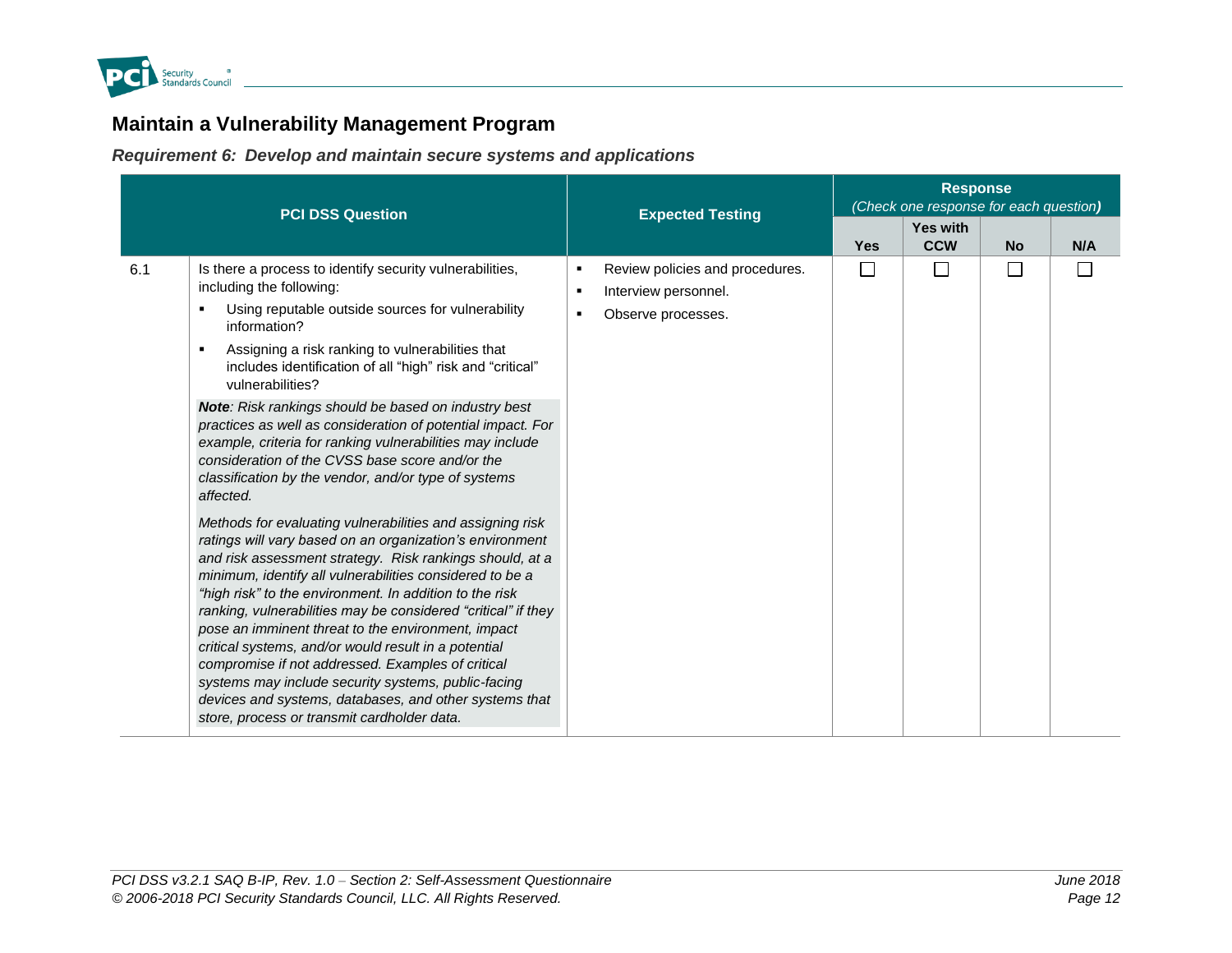## Maintain a Vulnerability Management Program

### *Requirement 6: Develop and maintain secure systems and applications*

| PCI DSS Question | | Expected Testing | Response *(Check one response for each question)* | | | |
|---|---|---|---|---|---|---|
| | | | Yes | Yes with CCW | No | N/A |
| 6.1 | Is there a process to identify security vulnerabilities, including the following:<br>▪ Using reputable outside sources for vulnerability information?<br>▪ Assigning a risk ranking to vulnerabilities that includes identification of all "high" risk and "critical" vulnerabilities?<br>***Note**: Risk rankings should be based on industry best practices as well as consideration of potential impact. For example, criteria for ranking vulnerabilities may include consideration of the CVSS base score and/or the classification by the vendor, and/or type of systems affected.*<br>*Methods for evaluating vulnerabilities and assigning risk ratings will vary based on an organization's environment and risk assessment strategy. Risk rankings should, at a minimum, identify all vulnerabilities considered to be a "high risk" to the environment. In addition to the risk ranking, vulnerabilities may be considered "critical" if they pose an imminent threat to the environment, impact critical systems, and/or would result in a potential compromise if not addressed. Examples of critical systems may include security systems, public-facing devices and systems, databases, and other systems that store, process or transmit cardholder data.* | ▪ Review policies and procedures.<br>▪ Interview personnel.<br>▪ Observe processes. | ☐ | ☐ | ☐ | ☐ |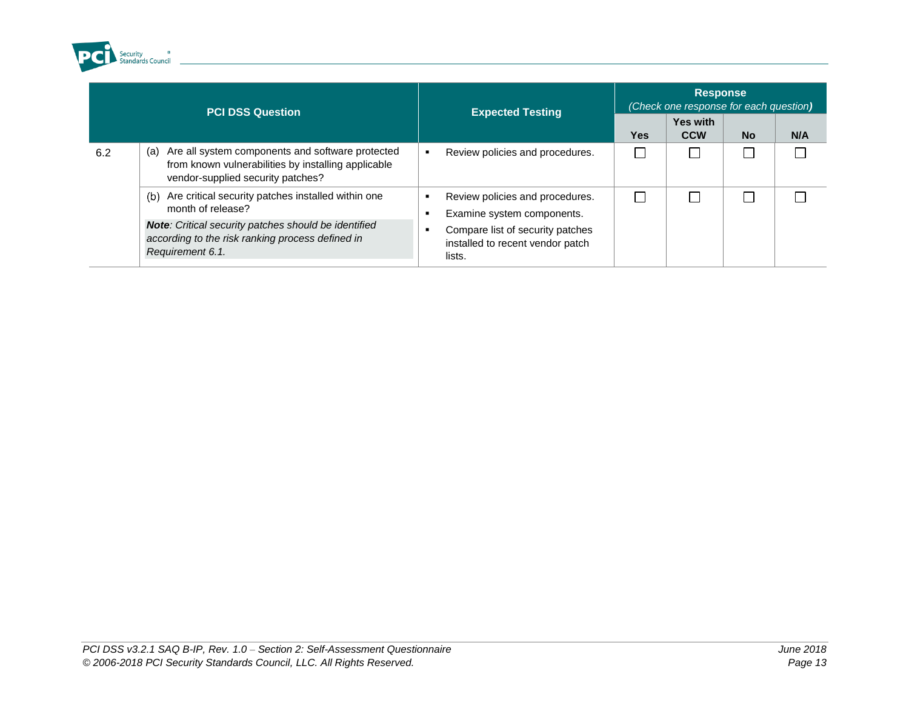| PCI DSS Question | | Expected Testing | Response (Check one response for each question) | | | |
|---|---|---|---|---|---|---|
| | | | Yes | Yes with CCW | No | N/A |
| 6.2 | (a) Are all system components and software protected from known vulnerabilities by installing applicable vendor-supplied security patches? | ▪ Review policies and procedures. | ☐ | ☐ | ☐ | ☐ |
| | (b) Are critical security patches installed within one month of release? ***Note**: Critical security patches should be identified according to the risk ranking process defined in Requirement 6.1.* | ▪ Review policies and procedures. ▪ Examine system components. ▪ Compare list of security patches installed to recent vendor patch lists. | ☐ | ☐ | ☐ | ☐ |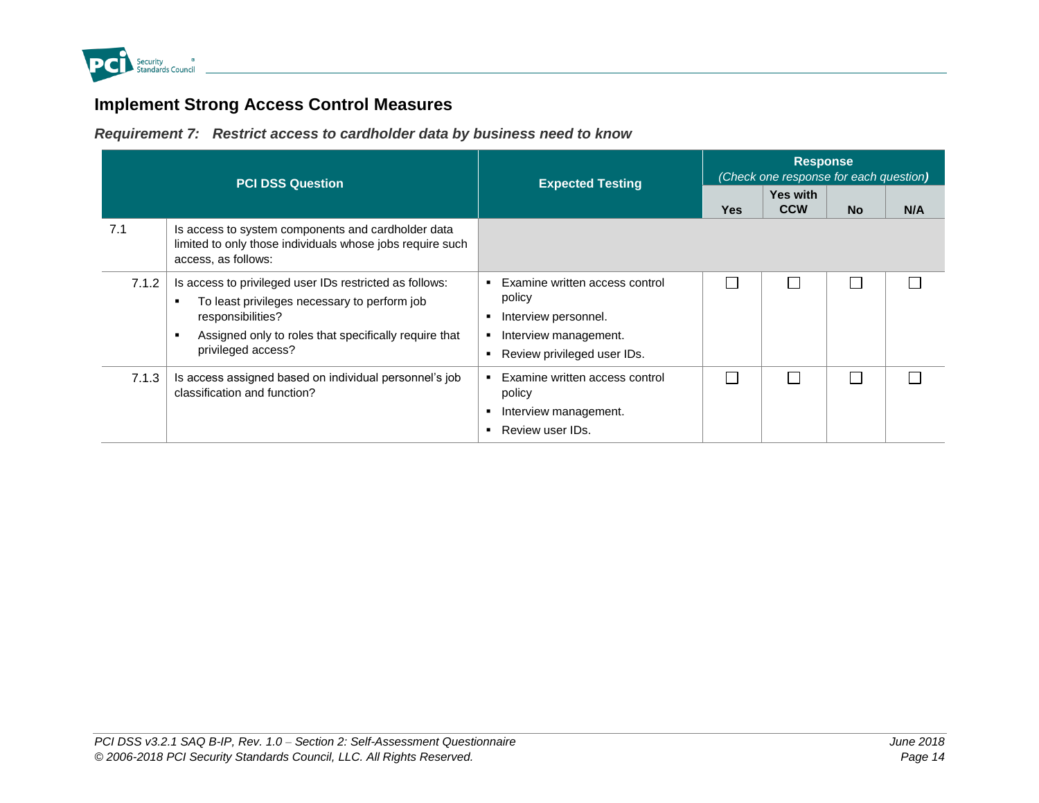## Implement Strong Access Control Measures

### *Requirement 7: Restrict access to cardholder data by business need to know*

| PCI DSS Question | | Expected Testing | Response *(Check one response for each question)* | | | |
|---|---|---|---|---|---|---|
| | | | Yes | Yes with CCW | No | N/A |
| 7.1 | Is access to system components and cardholder data limited to only those individuals whose jobs require such access, as follows: | | | | | |
| 7.1.2 | Is access to privileged user IDs restricted as follows:<br>▪ To least privileges necessary to perform job responsibilities?<br>▪ Assigned only to roles that specifically require that privileged access? | ▪ Examine written access control policy<br>▪ Interview personnel.<br>▪ Interview management.<br>▪ Review privileged user IDs. | ☐ | ☐ | ☐ | ☐ |
| 7.1.3 | Is access assigned based on individual personnel's job classification and function? | ▪ Examine written access control policy<br>▪ Interview management.<br>▪ Review user IDs. | ☐ | ☐ | ☐ | ☐ |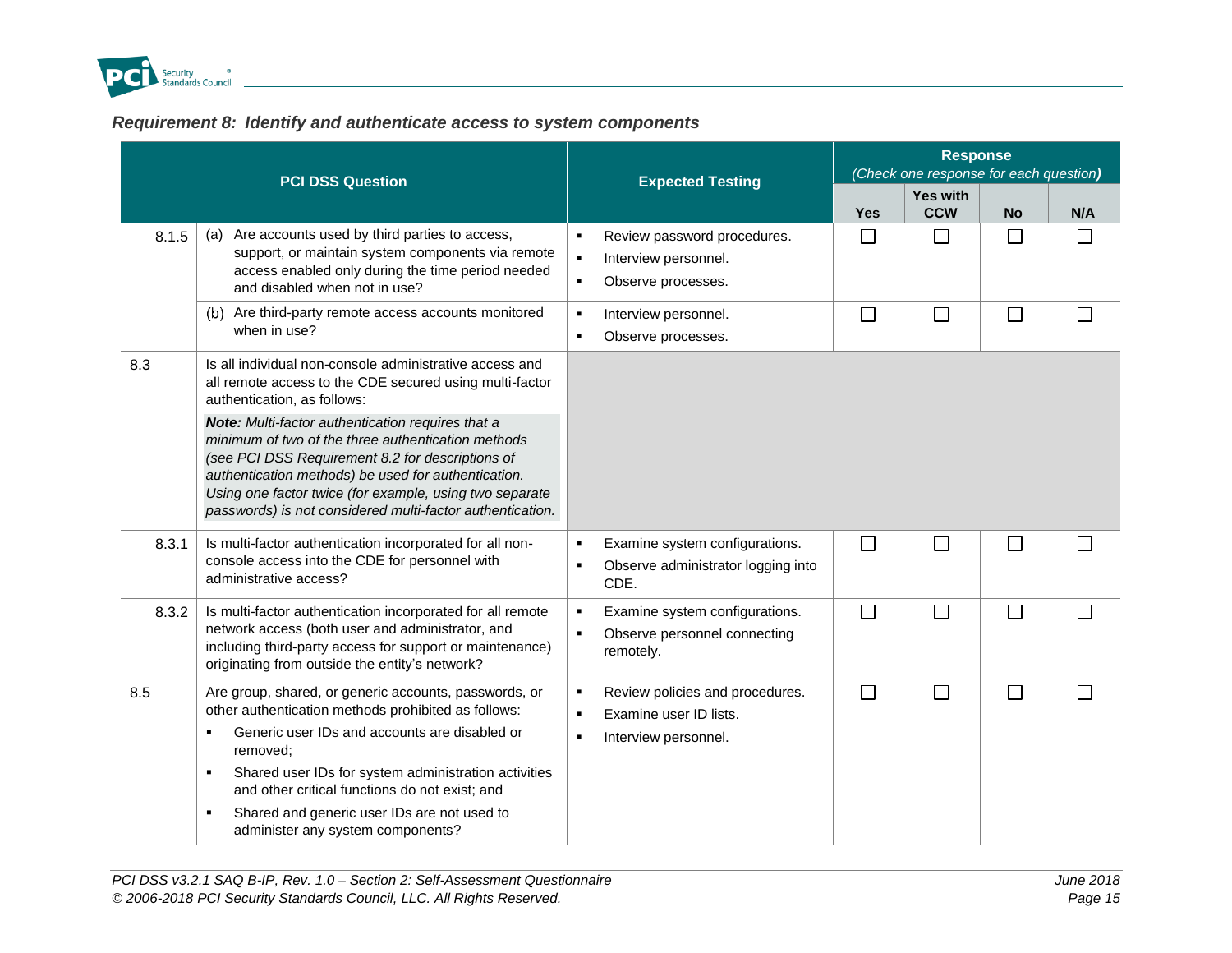### *Requirement 8: Identify and authenticate access to system components*

| | PCI DSS Question | Expected Testing | Response *(Check one response for each question)* | | | |
|---|---|---|---|---|---|---|
| | | | **Yes** | **Yes with CCW** | **No** | **N/A** |
| 8.1.5 | (a) Are accounts used by third parties to access, support, or maintain system components via remote access enabled only during the time period needed and disabled when not in use? | ▪ Review password procedures.<br>▪ Interview personnel.<br>▪ Observe processes. | ☐ | ☐ | ☐ | ☐ |
| | (b) Are third-party remote access accounts monitored when in use? | ▪ Interview personnel.<br>▪ Observe processes. | ☐ | ☐ | ☐ | ☐ |
| 8.3 | Is all individual non-console administrative access and all remote access to the CDE secured using multi-factor authentication, as follows:<br>***Note:*** *Multi-factor authentication requires that a minimum of two of the three authentication methods (see PCI DSS Requirement 8.2 for descriptions of authentication methods) be used for authentication. Using one factor twice (for example, using two separate passwords) is not considered multi-factor authentication.* | | | | | |
| 8.3.1 | Is multi-factor authentication incorporated for all non-console access into the CDE for personnel with administrative access? | ▪ Examine system configurations.<br>▪ Observe administrator logging into CDE. | ☐ | ☐ | ☐ | ☐ |
| 8.3.2 | Is multi-factor authentication incorporated for all remote network access (both user and administrator, and including third-party access for support or maintenance) originating from outside the entity's network? | ▪ Examine system configurations.<br>▪ Observe personnel connecting remotely. | ☐ | ☐ | ☐ | ☐ |
| 8.5 | Are group, shared, or generic accounts, passwords, or other authentication methods prohibited as follows:<br>▪ Generic user IDs and accounts are disabled or removed;<br>▪ Shared user IDs for system administration activities and other critical functions do not exist; and<br>▪ Shared and generic user IDs are not used to administer any system components? | ▪ Review policies and procedures.<br>▪ Examine user ID lists.<br>▪ Interview personnel. | ☐ | ☐ | ☐ | ☐ |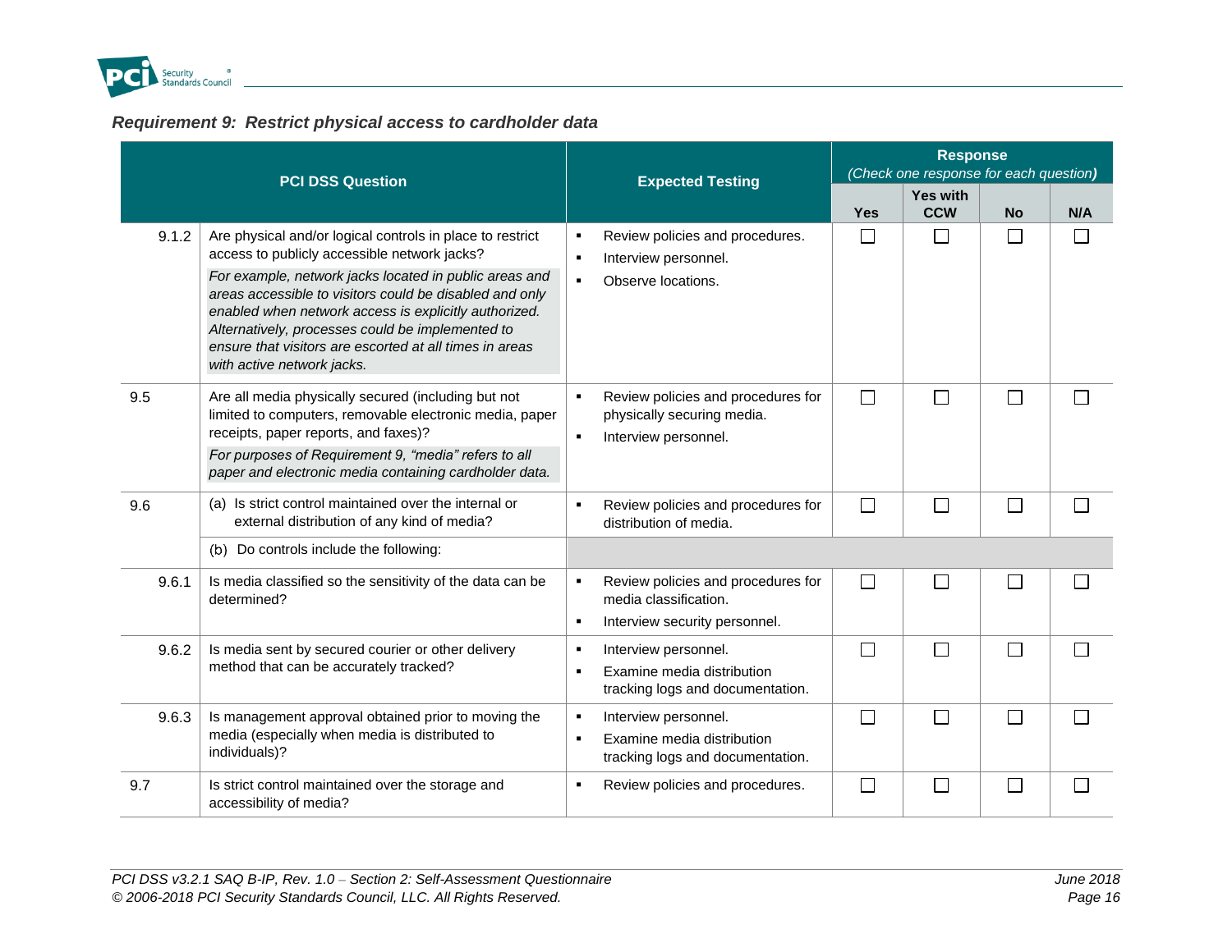### *Requirement 9: Restrict physical access to cardholder data*

| | PCI DSS Question | Expected Testing | Response (Check one response for each question) | | | |
|---|---|---|---|---|---|---|
| | | | Yes | Yes with CCW | No | N/A |
| 9.1.2 | Are physical and/or logical controls in place to restrict access to publicly accessible network jacks?<br>*For example, network jacks located in public areas and areas accessible to visitors could be disabled and only enabled when network access is explicitly authorized. Alternatively, processes could be implemented to ensure that visitors are escorted at all times in areas with active network jacks.* | ▪ Review policies and procedures.<br>▪ Interview personnel.<br>▪ Observe locations. | ☐ | ☐ | ☐ | ☐ |
| 9.5 | Are all media physically secured (including but not limited to computers, removable electronic media, paper receipts, paper reports, and faxes)?<br>*For purposes of Requirement 9, "media" refers to all paper and electronic media containing cardholder data.* | ▪ Review policies and procedures for physically securing media.<br>▪ Interview personnel. | ☐ | ☐ | ☐ | ☐ |
| 9.6 | (a) Is strict control maintained over the internal or external distribution of any kind of media? | ▪ Review policies and procedures for distribution of media. | ☐ | ☐ | ☐ | ☐ |
| | (b) Do controls include the following: | | | | | |
| 9.6.1 | Is media classified so the sensitivity of the data can be determined? | ▪ Review policies and procedures for media classification.<br>▪ Interview security personnel. | ☐ | ☐ | ☐ | ☐ |
| 9.6.2 | Is media sent by secured courier or other delivery method that can be accurately tracked? | ▪ Interview personnel.<br>▪ Examine media distribution tracking logs and documentation. | ☐ | ☐ | ☐ | ☐ |
| 9.6.3 | Is management approval obtained prior to moving the media (especially when media is distributed to individuals)? | ▪ Interview personnel.<br>▪ Examine media distribution tracking logs and documentation. | ☐ | ☐ | ☐ | ☐ |
| 9.7 | Is strict control maintained over the storage and accessibility of media? | ▪ Review policies and procedures. | ☐ | ☐ | ☐ | ☐ |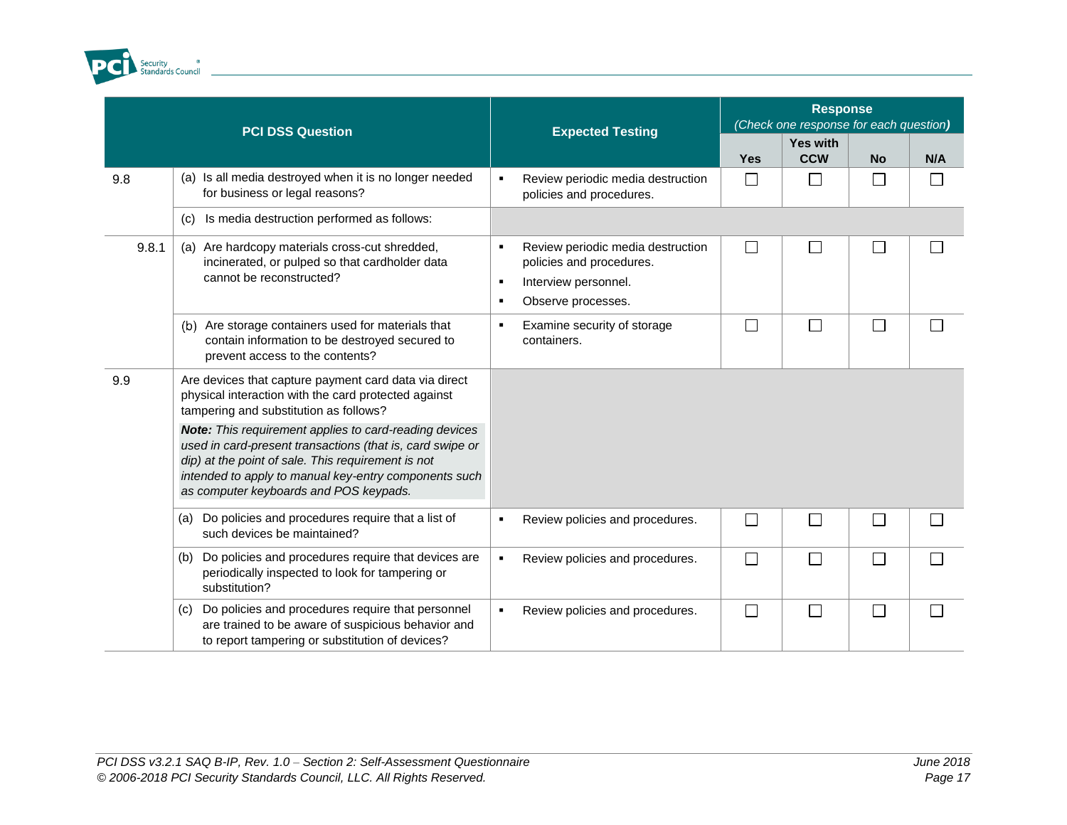| | PCI DSS Question | Expected Testing | Response (Check one response for each question) | | | |
|---|---|---|---|---|---|---|
| | | | Yes | Yes with CCW | No | N/A |
| 9.8 | (a) Is all media destroyed when it is no longer needed for business or legal reasons? | ▪ Review periodic media destruction policies and procedures. | ☐ | ☐ | ☐ | ☐ |
| | (c) Is media destruction performed as follows: | | | | | |
| 9.8.1 | (a) Are hardcopy materials cross-cut shredded, incinerated, or pulped so that cardholder data cannot be reconstructed? | ▪ Review periodic media destruction policies and procedures.<br>▪ Interview personnel.<br>▪ Observe processes. | ☐ | ☐ | ☐ | ☐ |
| | (b) Are storage containers used for materials that contain information to be destroyed secured to prevent access to the contents? | ▪ Examine security of storage containers. | ☐ | ☐ | ☐ | ☐ |
| 9.9 | Are devices that capture payment card data via direct physical interaction with the card protected against tampering and substitution as follows?<br>***Note:** This requirement applies to card-reading devices used in card-present transactions (that is, card swipe or dip) at the point of sale. This requirement is not intended to apply to manual key-entry components such as computer keyboards and POS keypads.* | | | | | |
| | (a) Do policies and procedures require that a list of such devices be maintained? | ▪ Review policies and procedures. | ☐ | ☐ | ☐ | ☐ |
| | (b) Do policies and procedures require that devices are periodically inspected to look for tampering or substitution? | ▪ Review policies and procedures. | ☐ | ☐ | ☐ | ☐ |
| | (c) Do policies and procedures require that personnel are trained to be aware of suspicious behavior and to report tampering or substitution of devices? | ▪ Review policies and procedures. | ☐ | ☐ | ☐ | ☐ |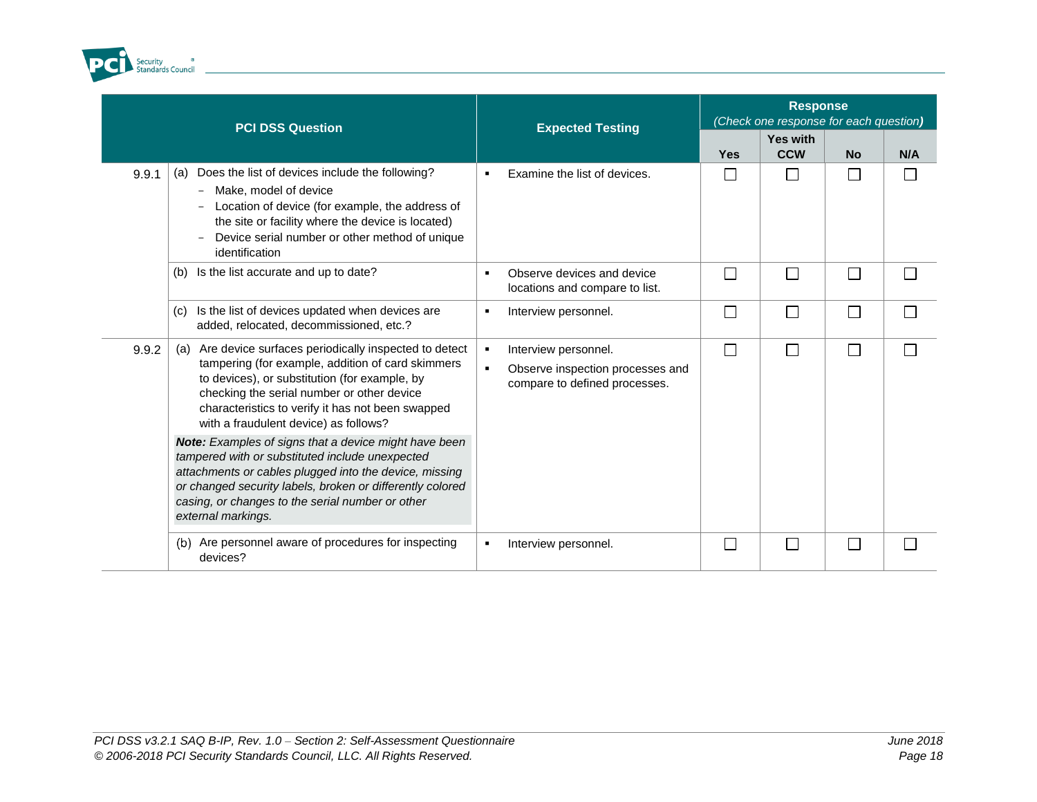| | PCI DSS Question | Expected Testing | Response (Check one response for each question) | | | |
|---|---|---|---|---|---|---|
| | | | Yes | Yes with CCW | No | N/A |
| 9.9.1 | (a) Does the list of devices include the following?<br>− Make, model of device<br>− Location of device (for example, the address of the site or facility where the device is located)<br>− Device serial number or other method of unique identification | ▪ Examine the list of devices. | ☐ | ☐ | ☐ | ☐ |
| | (b) Is the list accurate and up to date? | ▪ Observe devices and device locations and compare to list. | ☐ | ☐ | ☐ | ☐ |
| | (c) Is the list of devices updated when devices are added, relocated, decommissioned, etc.? | ▪ Interview personnel. | ☐ | ☐ | ☐ | ☐ |
| 9.9.2 | (a) Are device surfaces periodically inspected to detect tampering (for example, addition of card skimmers to devices), or substitution (for example, by checking the serial number or other device characteristics to verify it has not been swapped with a fraudulent device) as follows?<br>***Note:*** *Examples of signs that a device might have been tampered with or substituted include unexpected attachments or cables plugged into the device, missing or changed security labels, broken or differently colored casing, or changes to the serial number or other external markings.* | ▪ Interview personnel.<br>▪ Observe inspection processes and compare to defined processes. | ☐ | ☐ | ☐ | ☐ |
| | (b) Are personnel aware of procedures for inspecting devices? | ▪ Interview personnel. | ☐ | ☐ | ☐ | ☐ |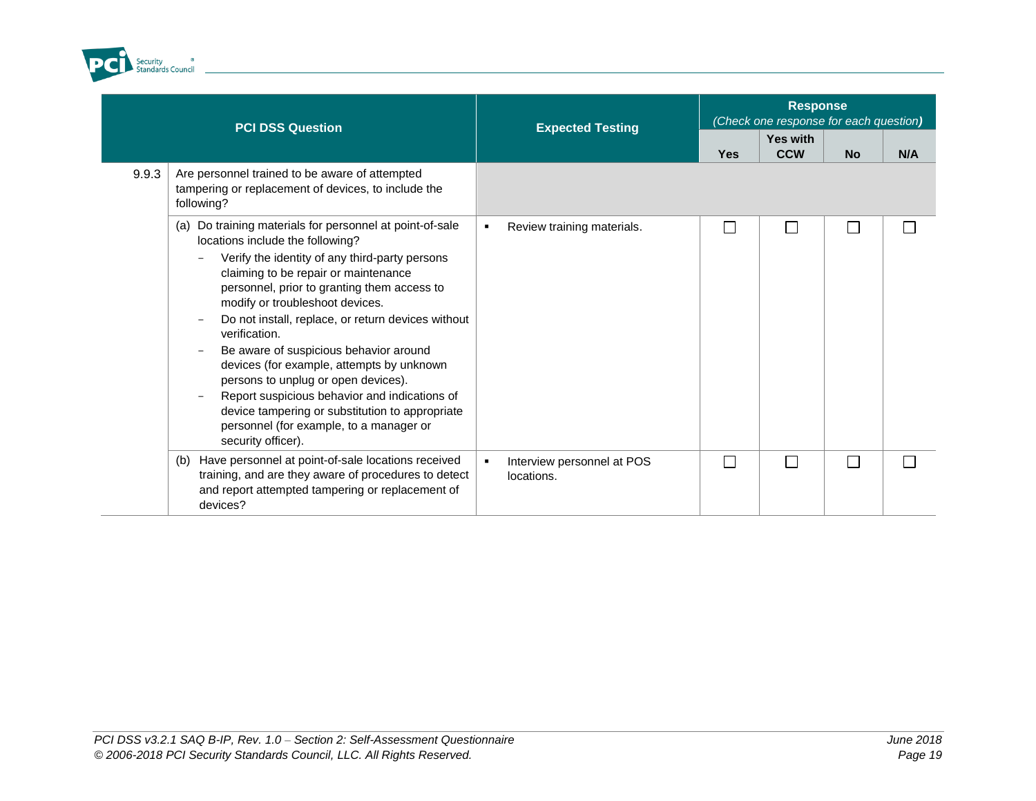| | PCI DSS Question | Expected Testing | Response (Check one response for each question) | | | |
|---|---|---|---|---|---|---|
| | | | Yes | Yes with CCW | No | N/A |
| 9.9.3 | Are personnel trained to be aware of attempted tampering or replacement of devices, to include the following? | | | | | |
| | (a) Do training materials for personnel at point-of-sale locations include the following?<br>– Verify the identity of any third-party persons claiming to be repair or maintenance personnel, prior to granting them access to modify or troubleshoot devices.<br>– Do not install, replace, or return devices without verification.<br>– Be aware of suspicious behavior around devices (for example, attempts by unknown persons to unplug or open devices).<br>– Report suspicious behavior and indications of device tampering or substitution to appropriate personnel (for example, to a manager or security officer). | ▪ Review training materials. | ☐ | ☐ | ☐ | ☐ |
| | (b) Have personnel at point-of-sale locations received training, and are they aware of procedures to detect and report attempted tampering or replacement of devices? | ▪ Interview personnel at POS locations. | ☐ | ☐ | ☐ | ☐ |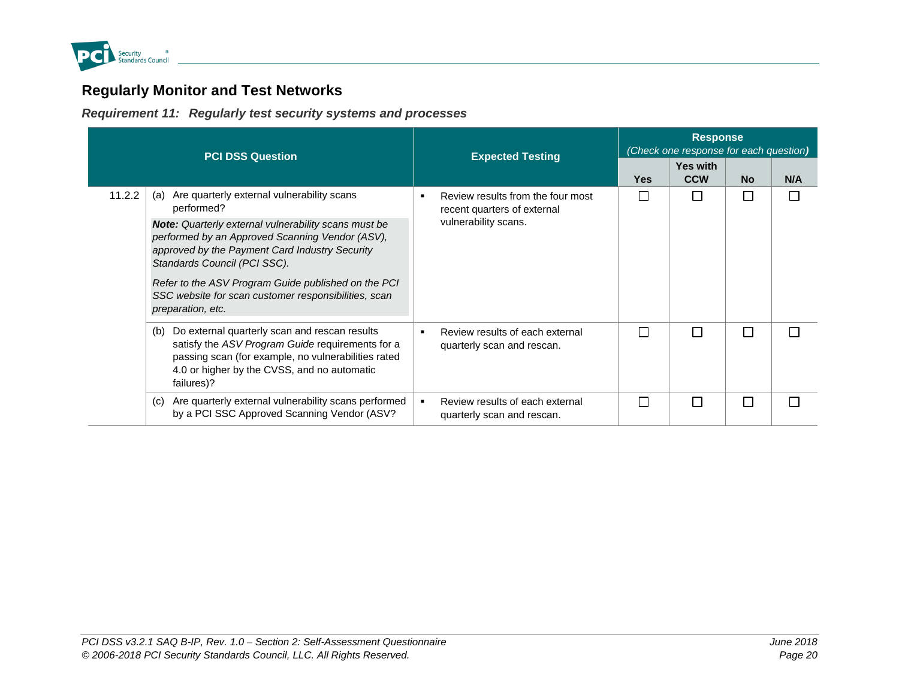## Regularly Monitor and Test Networks

### *Requirement 11: Regularly test security systems and processes*

| PCI DSS Question | | Expected Testing | Response *(Check one response for each question)* | | | |
|---|---|---|---|---|---|---|
| | | | Yes | Yes with CCW | No | N/A |
| 11.2.2 | (a) Are quarterly external vulnerability scans performed?<br>***Note:*** *Quarterly external vulnerability scans must be performed by an Approved Scanning Vendor (ASV), approved by the Payment Card Industry Security Standards Council (PCI SSC).*<br>*Refer to the ASV Program Guide published on the PCI SSC website for scan customer responsibilities, scan preparation, etc.* | ▪ Review results from the four most recent quarters of external vulnerability scans. | ☐ | ☐ | ☐ | ☐ |
| | (b) Do external quarterly scan and rescan results satisfy the *ASV Program Guide* requirements for a passing scan (for example, no vulnerabilities rated 4.0 or higher by the CVSS, and no automatic failures)? | ▪ Review results of each external quarterly scan and rescan. | ☐ | ☐ | ☐ | ☐ |
| | (c) Are quarterly external vulnerability scans performed by a PCI SSC Approved Scanning Vendor (ASV? | ▪ Review results of each external quarterly scan and rescan. | ☐ | ☐ | ☐ | ☐ |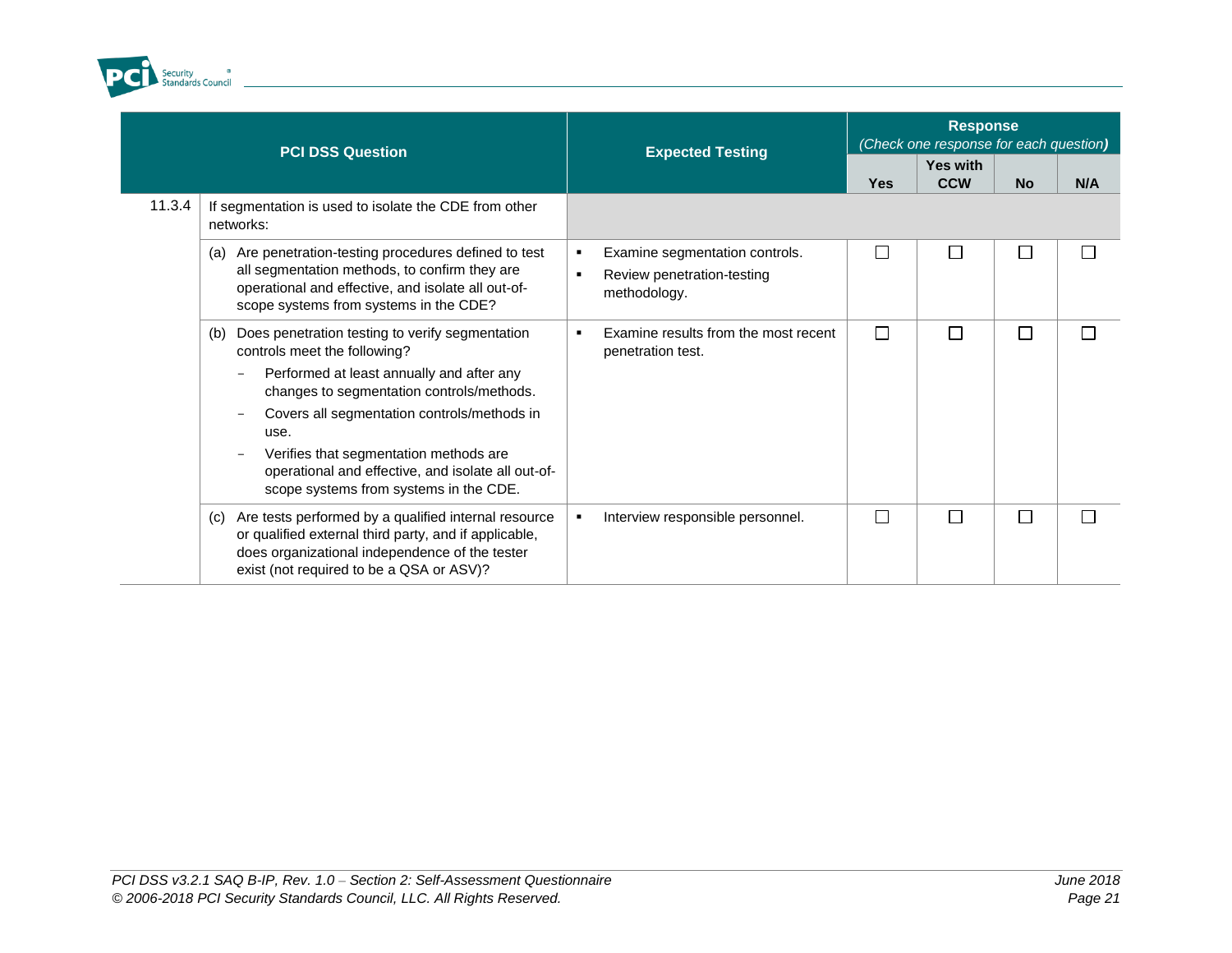| | PCI DSS Question | Expected Testing | Response (Check one response for each question) | | | |
|---|---|---|---|---|---|---|
| | | | Yes | Yes with CCW | No | N/A |
| 11.3.4 | If segmentation is used to isolate the CDE from other networks: | | | | | |
| | (a) Are penetration-testing procedures defined to test all segmentation methods, to confirm they are operational and effective, and isolate all out-of-scope systems from systems in the CDE? | ▪ Examine segmentation controls.<br>▪ Review penetration-testing methodology. | ☐ | ☐ | ☐ | ☐ |
| | (b) Does penetration testing to verify segmentation controls meet the following?<br>– Performed at least annually and after any changes to segmentation controls/methods.<br>– Covers all segmentation controls/methods in use.<br>– Verifies that segmentation methods are operational and effective, and isolate all out-of-scope systems from systems in the CDE. | ▪ Examine results from the most recent penetration test. | ☐ | ☐ | ☐ | ☐ |
| | (c) Are tests performed by a qualified internal resource or qualified external third party, and if applicable, does organizational independence of the tester exist (not required to be a QSA or ASV)? | ▪ Interview responsible personnel. | ☐ | ☐ | ☐ | ☐ |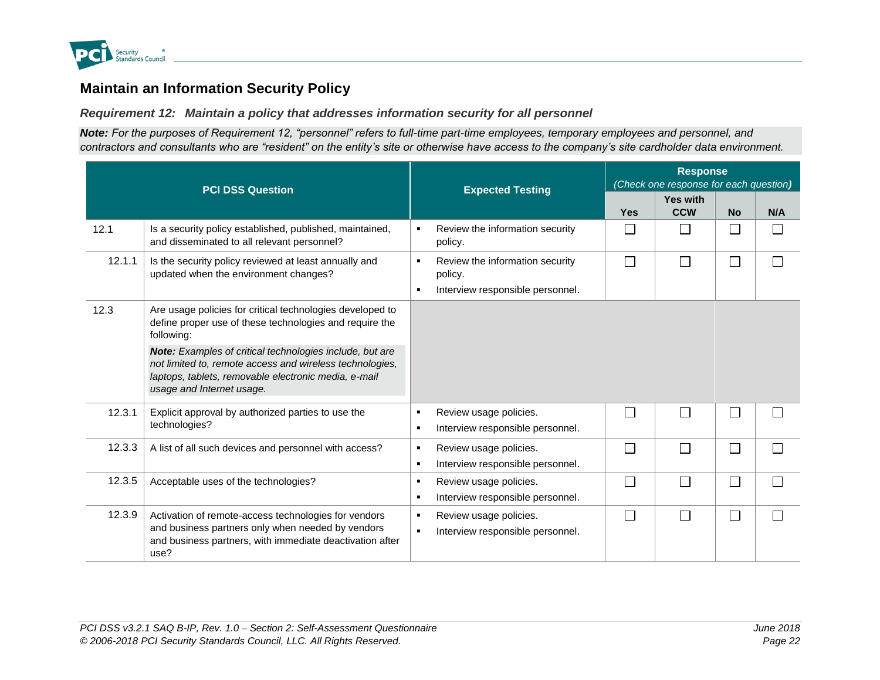## Maintain an Information Security Policy

### *Requirement 12: Maintain a policy that addresses information security for all personnel*

***Note:*** *For the purposes of Requirement 12, "personnel" refers to full-time part-time employees, temporary employees and personnel, and contractors and consultants who are "resident" on the entity's site or otherwise have access to the company's site cardholder data environment.*

| | PCI DSS Question | Expected Testing | Response *(Check one response for each question)* | | | |
|---|---|---|---|---|---|---|
| | | | Yes | Yes with CCW | No | N/A |
| 12.1 | Is a security policy established, published, maintained, and disseminated to all relevant personnel? | ▪ Review the information security policy. | ☐ | ☐ | ☐ | ☐ |
| 12.1.1 | Is the security policy reviewed at least annually and updated when the environment changes? | ▪ Review the information security policy.<br>▪ Interview responsible personnel. | ☐ | ☐ | ☐ | ☐ |
| 12.3 | Are usage policies for critical technologies developed to define proper use of these technologies and require the following:<br>***Note:*** *Examples of critical technologies include, but are not limited to, remote access and wireless technologies, laptops, tablets, removable electronic media, e-mail usage and Internet usage.* | | | | | |
| 12.3.1 | Explicit approval by authorized parties to use the technologies? | ▪ Review usage policies.<br>▪ Interview responsible personnel. | ☐ | ☐ | ☐ | ☐ |
| 12.3.3 | A list of all such devices and personnel with access? | ▪ Review usage policies.<br>▪ Interview responsible personnel. | ☐ | ☐ | ☐ | ☐ |
| 12.3.5 | Acceptable uses of the technologies? | ▪ Review usage policies.<br>▪ Interview responsible personnel. | ☐ | ☐ | ☐ | ☐ |
| 12.3.9 | Activation of remote-access technologies for vendors and business partners only when needed by vendors and business partners, with immediate deactivation after use? | ▪ Review usage policies.<br>▪ Interview responsible personnel. | ☐ | ☐ | ☐ | ☐ |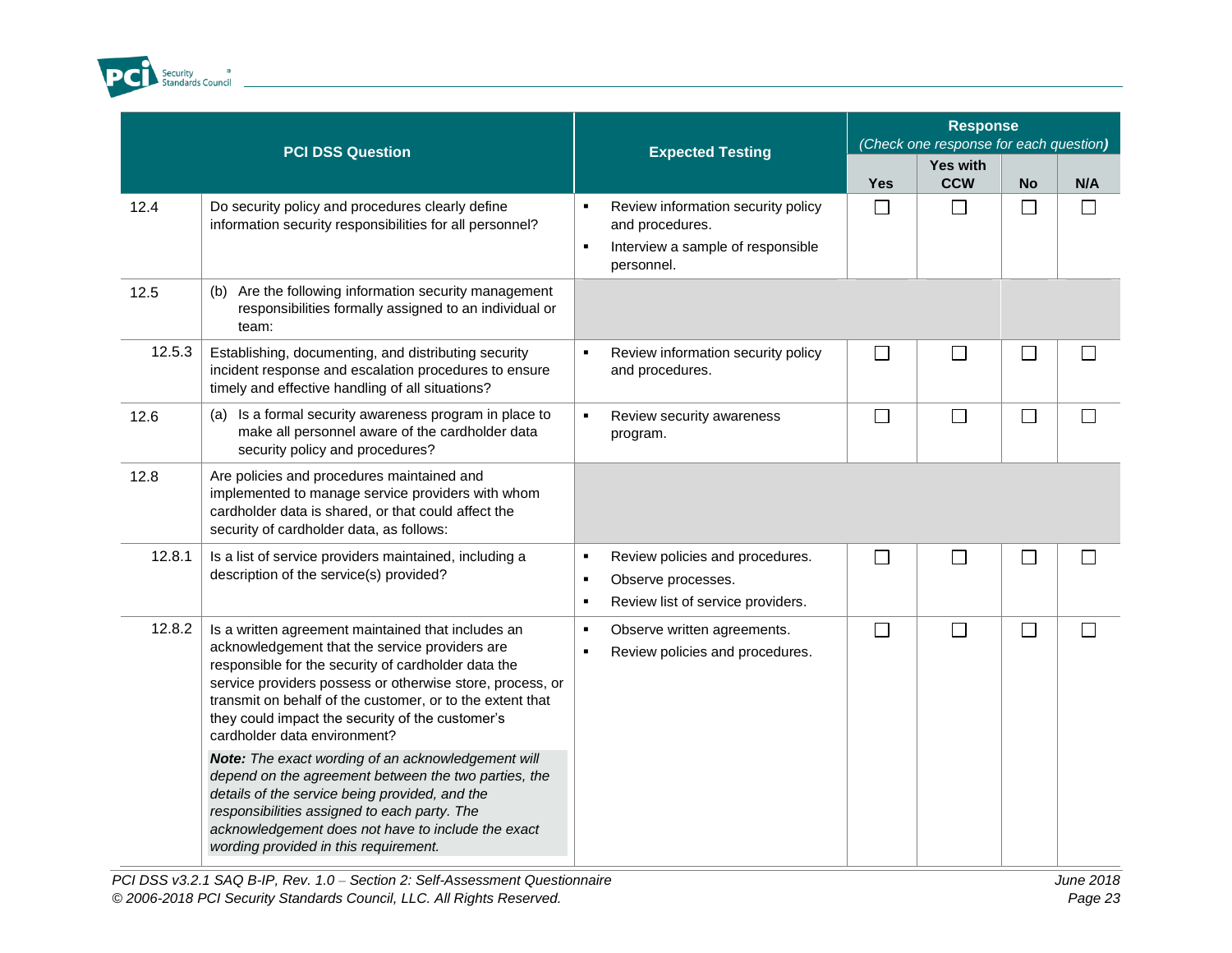| PCI DSS Question | | Expected Testing | Response (Check one response for each question) | | | |
|---|---|---|---|---|---|---|
| | | | Yes | Yes with CCW | No | N/A |
| 12.4 | Do security policy and procedures clearly define information security responsibilities for all personnel? | ▪ Review information security policy and procedures.<br>▪ Interview a sample of responsible personnel. | ☐ | ☐ | ☐ | ☐ |
| 12.5 | (b) Are the following information security management responsibilities formally assigned to an individual or team: | | | | | |
| 12.5.3 | Establishing, documenting, and distributing security incident response and escalation procedures to ensure timely and effective handling of all situations? | ▪ Review information security policy and procedures. | ☐ | ☐ | ☐ | ☐ |
| 12.6 | (a) Is a formal security awareness program in place to make all personnel aware of the cardholder data security policy and procedures? | ▪ Review security awareness program. | ☐ | ☐ | ☐ | ☐ |
| 12.8 | Are policies and procedures maintained and implemented to manage service providers with whom cardholder data is shared, or that could affect the security of cardholder data, as follows: | | | | | |
| 12.8.1 | Is a list of service providers maintained, including a description of the service(s) provided? | ▪ Review policies and procedures.<br>▪ Observe processes.<br>▪ Review list of service providers. | ☐ | ☐ | ☐ | ☐ |
| 12.8.2 | Is a written agreement maintained that includes an acknowledgement that the service providers are responsible for the security of cardholder data the service providers possess or otherwise store, process, or transmit on behalf of the customer, or to the extent that they could impact the security of the customer's cardholder data environment?<br><br>***Note:** The exact wording of an acknowledgement will depend on the agreement between the two parties, the details of the service being provided, and the responsibilities assigned to each party. The acknowledgement does not have to include the exact wording provided in this requirement.* | ▪ Observe written agreements.<br>▪ Review policies and procedures. | ☐ | ☐ | ☐ | ☐ |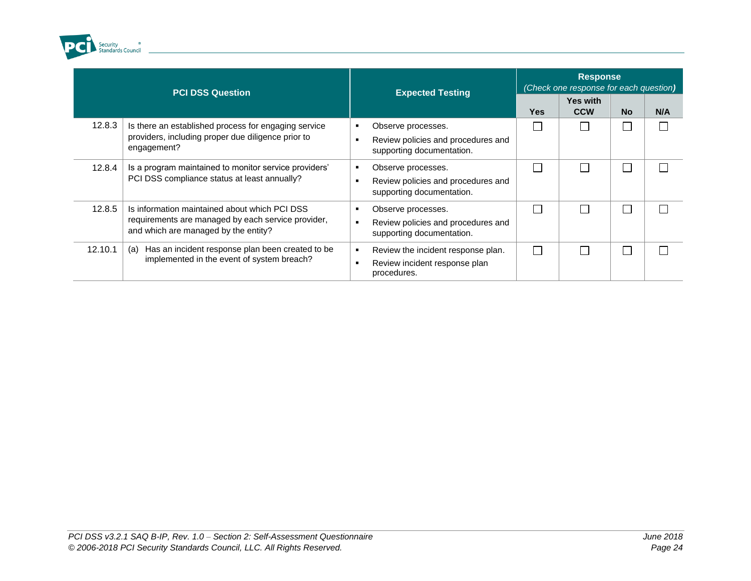| PCI DSS Question | | Expected Testing | Response *(Check one response for each question)* | | | |
|---|---|---|---|---|---|---|
| | | | **Yes** | **Yes with CCW** | **No** | **N/A** |
| 12.8.3 | Is there an established process for engaging service providers, including proper due diligence prior to engagement? | ▪ Observe processes.<br>▪ Review policies and procedures and supporting documentation. | ☐ | ☐ | ☐ | ☐ |
| 12.8.4 | Is a program maintained to monitor service providers' PCI DSS compliance status at least annually? | ▪ Observe processes.<br>▪ Review policies and procedures and supporting documentation. | ☐ | ☐ | ☐ | ☐ |
| 12.8.5 | Is information maintained about which PCI DSS requirements are managed by each service provider, and which are managed by the entity? | ▪ Observe processes.<br>▪ Review policies and procedures and supporting documentation. | ☐ | ☐ | ☐ | ☐ |
| 12.10.1 | (a) Has an incident response plan been created to be implemented in the event of system breach? | ▪ Review the incident response plan.<br>▪ Review incident response plan procedures. | ☐ | ☐ | ☐ | ☐ |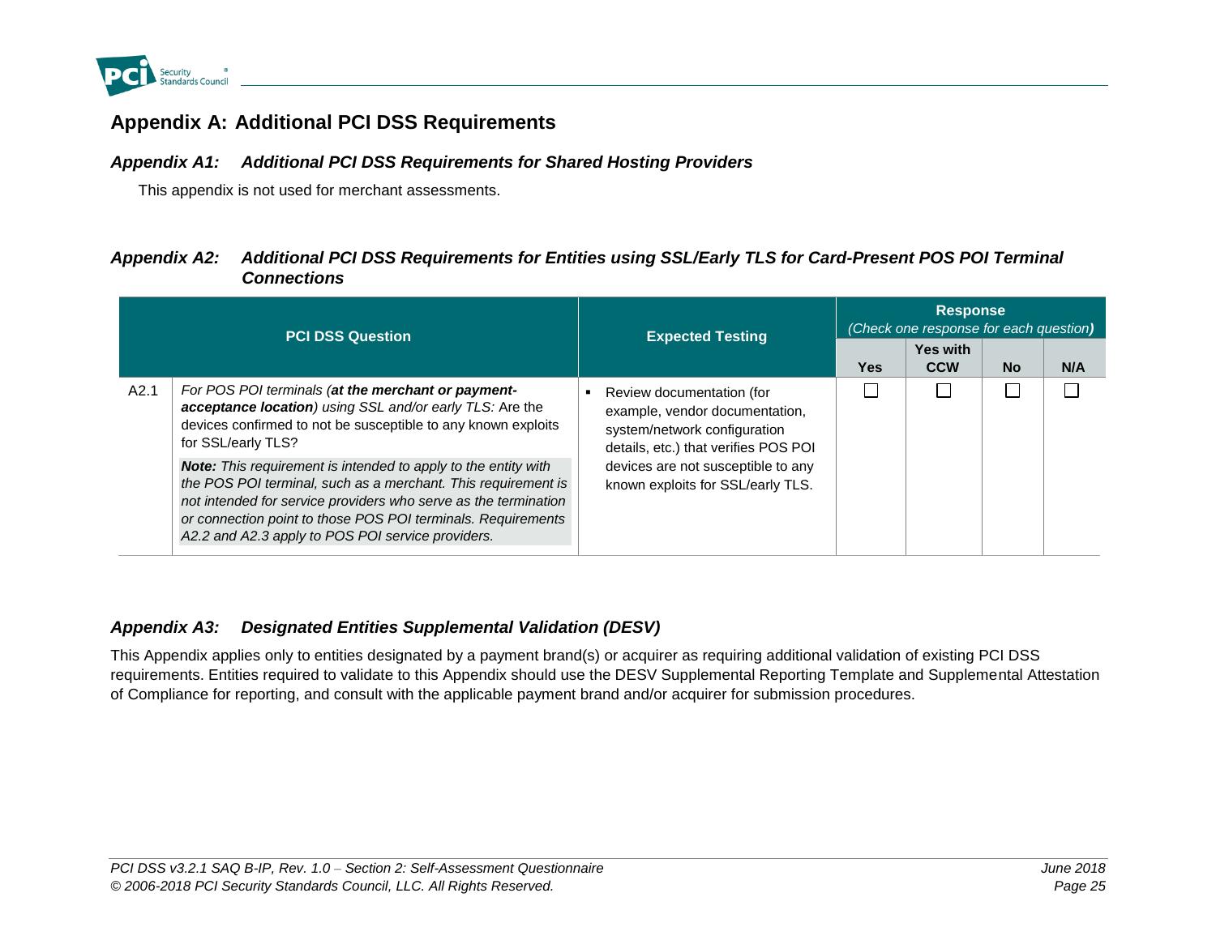# Appendix A: Additional PCI DSS Requirements

## *Appendix A1: Additional PCI DSS Requirements for Shared Hosting Providers*

This appendix is not used for merchant assessments.

## *Appendix A2: Additional PCI DSS Requirements for Entities using SSL/Early TLS for Card-Present POS POI Terminal Connections*

| | PCI DSS Question | Expected Testing | Response *(Check one response for each question)* | | | |
|---|---|---|---|---|---|---|
| | | | **Yes** | **Yes with CCW** | **No** | **N/A** |
| A2.1 | *For POS POI terminals (**at the merchant or payment-acceptance location**) using SSL and/or early TLS:* Are the devices confirmed to not be susceptible to any known exploits for SSL/early TLS?<br><br>***Note:** This requirement is intended to apply to the entity with the POS POI terminal, such as a merchant. This requirement is not intended for service providers who serve as the termination or connection point to those POS POI terminals. Requirements A2.2 and A2.3 apply to POS POI service providers.* | ▪ Review documentation (for example, vendor documentation, system/network configuration details, etc.) that verifies POS POI devices are not susceptible to any known exploits for SSL/early TLS. | ☐ | ☐ | ☐ | ☐ |

## *Appendix A3: Designated Entities Supplemental Validation (DESV)*

This Appendix applies only to entities designated by a payment brand(s) or acquirer as requiring additional validation of existing PCI DSS requirements. Entities required to validate to this Appendix should use the DESV Supplemental Reporting Template and Supplemental Attestation of Compliance for reporting, and consult with the applicable payment brand and/or acquirer for submission procedures.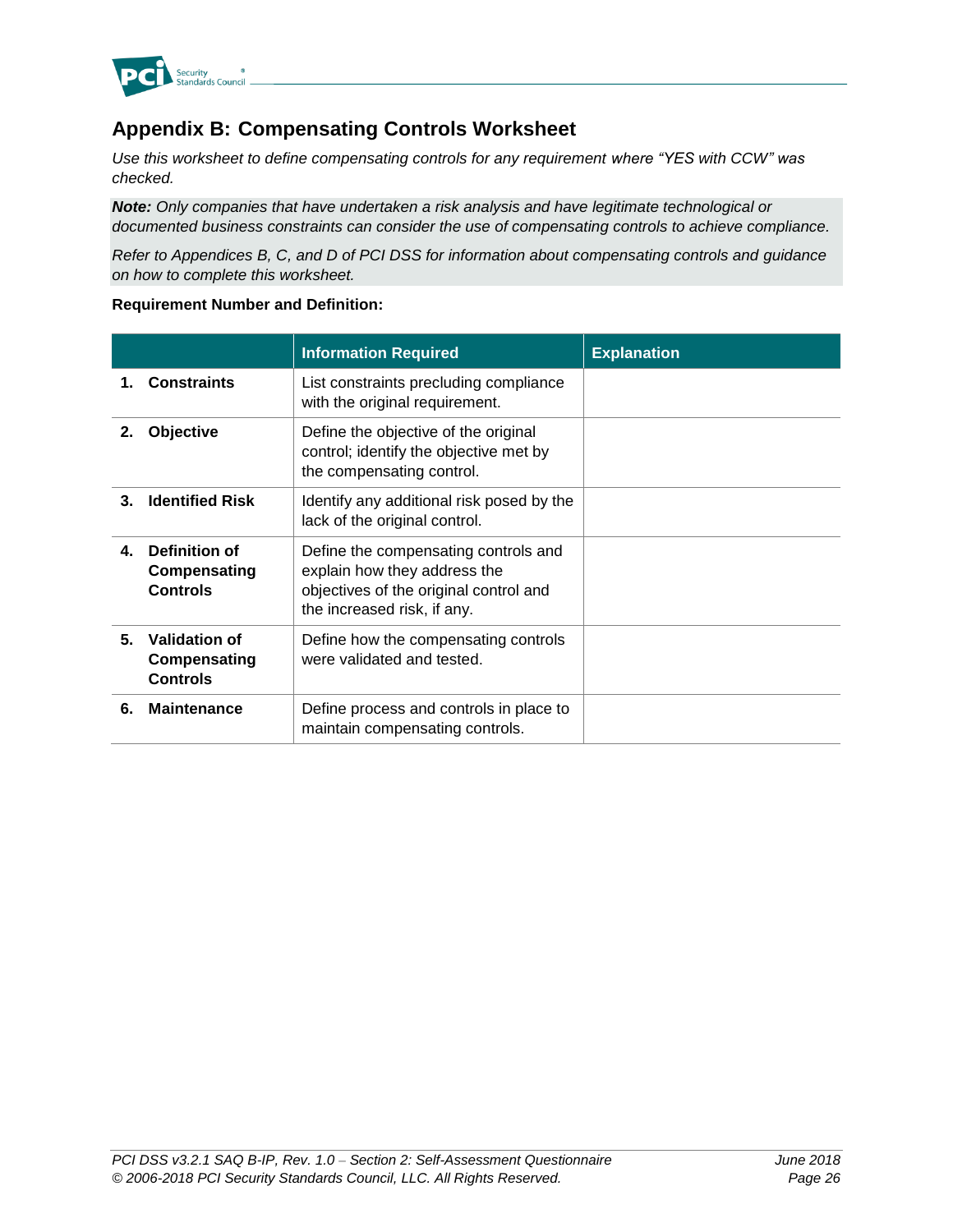## Appendix B: Compensating Controls Worksheet

*Use this worksheet to define compensating controls for any requirement where "YES with CCW" was checked.*

***Note:*** *Only companies that have undertaken a risk analysis and have legitimate technological or documented business constraints can consider the use of compensating controls to achieve compliance.*

*Refer to Appendices B, C, and D of PCI DSS for information about compensating controls and guidance on how to complete this worksheet.*

**Requirement Number and Definition:**

| | Information Required | Explanation |
|---|---|---|
| **1. Constraints** | List constraints precluding compliance with the original requirement. | |
| **2. Objective** | Define the objective of the original control; identify the objective met by the compensating control. | |
| **3. Identified Risk** | Identify any additional risk posed by the lack of the original control. | |
| **4. Definition of Compensating Controls** | Define the compensating controls and explain how they address the objectives of the original control and the increased risk, if any. | |
| **5. Validation of Compensating Controls** | Define how the compensating controls were validated and tested. | |
| **6. Maintenance** | Define process and controls in place to maintain compensating controls. | |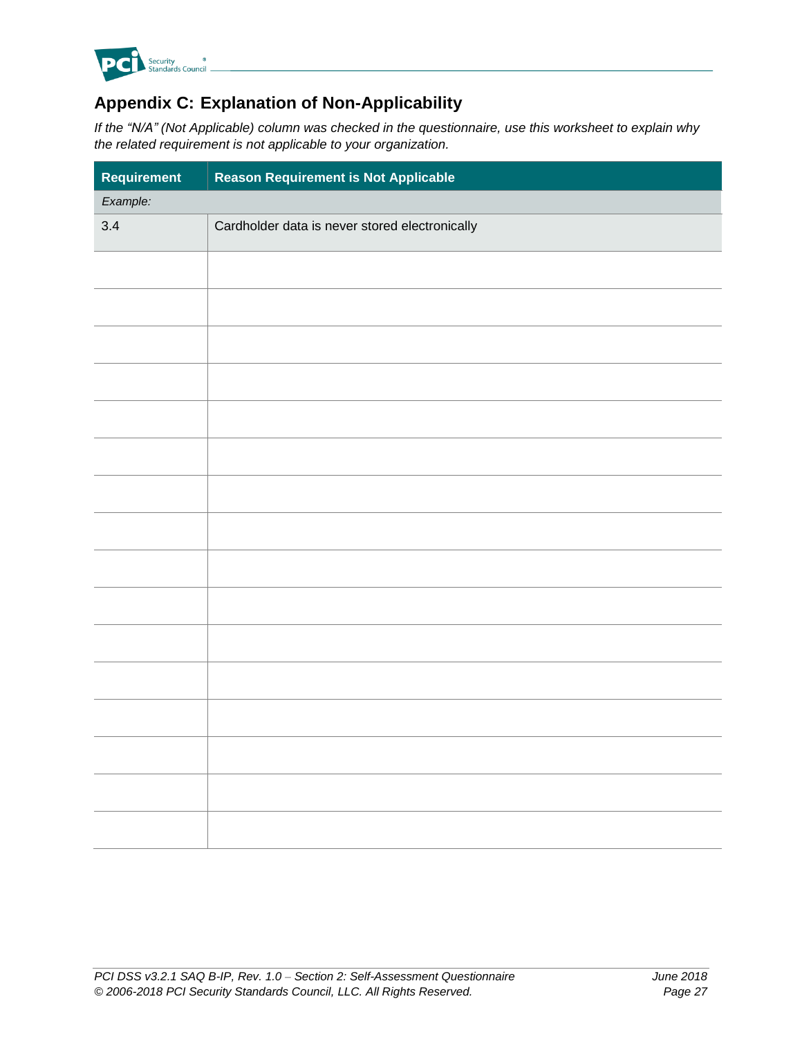## Appendix C: Explanation of Non-Applicability

*If the "N/A" (Not Applicable) column was checked in the questionnaire, use this worksheet to explain why the related requirement is not applicable to your organization.*

| Requirement | Reason Requirement is Not Applicable |
|---|---|
| *Example:* | |
| 3.4 | Cardholder data is never stored electronically |
| | |
| | |
| | |
| | |
| | |
| | |
| | |
| | |
| | |
| | |
| | |
| | |
| | |
| | |
| | |
| | |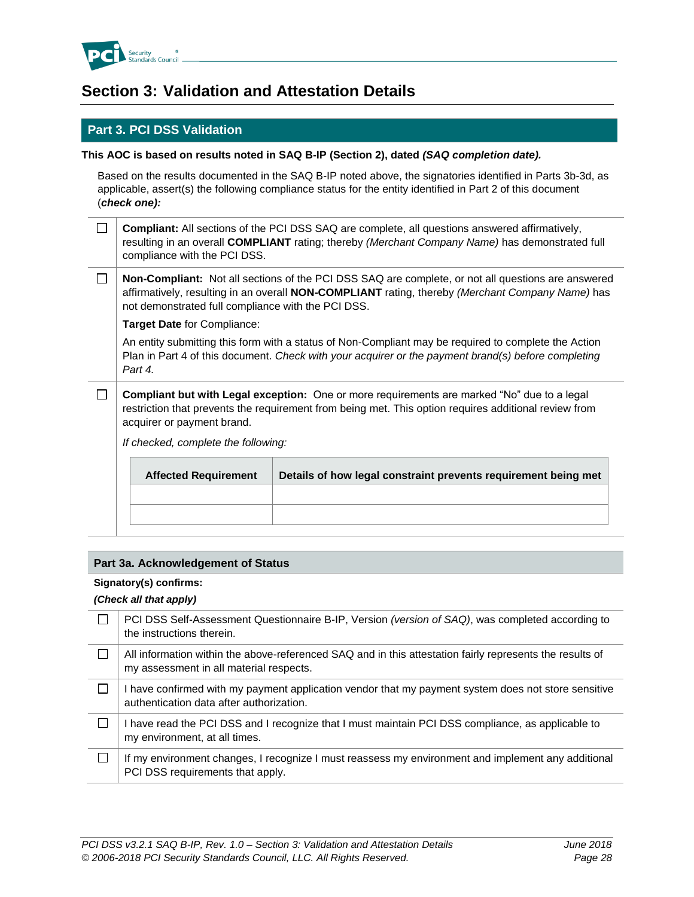# Section 3: Validation and Attestation Details

## Part 3. PCI DSS Validation

**This AOC is based on results noted in SAQ B-IP (Section 2), dated *(SAQ completion date).***

Based on the results documented in the SAQ B-IP noted above, the signatories identified in Parts 3b-3d, as applicable, assert(s) the following compliance status for the entity identified in Part 2 of this document (***check one):***

☐ **Compliant:** All sections of the PCI DSS SAQ are complete, all questions answered affirmatively, resulting in an overall **COMPLIANT** rating; thereby *(Merchant Company Name)* has demonstrated full compliance with the PCI DSS.

☐ **Non-Compliant:** Not all sections of the PCI DSS SAQ are complete, or not all questions are answered affirmatively, resulting in an overall **NON-COMPLIANT** rating, thereby *(Merchant Company Name)* has not demonstrated full compliance with the PCI DSS.

**Target Date** for Compliance:

An entity submitting this form with a status of Non-Compliant may be required to complete the Action Plan in Part 4 of this document. *Check with your acquirer or the payment brand(s) before completing Part 4.*

☐ **Compliant but with Legal exception:** One or more requirements are marked "No" due to a legal restriction that prevents the requirement from being met. This option requires additional review from acquirer or payment brand.

*If checked, complete the following:*

| Affected Requirement | Details of how legal constraint prevents requirement being met |
|---|---|
| | |
| | |

### Part 3a. Acknowledgement of Status

**Signatory(s) confirms:**

***(Check all that apply)***

| | |
|---|---|
| ☐ | PCI DSS Self-Assessment Questionnaire B-IP, Version *(version of SAQ)*, was completed according to the instructions therein. |
| ☐ | All information within the above-referenced SAQ and in this attestation fairly represents the results of my assessment in all material respects. |
| ☐ | I have confirmed with my payment application vendor that my payment system does not store sensitive authentication data after authorization. |
| ☐ | I have read the PCI DSS and I recognize that I must maintain PCI DSS compliance, as applicable to my environment, at all times. |
| ☐ | If my environment changes, I recognize I must reassess my environment and implement any additional PCI DSS requirements that apply. |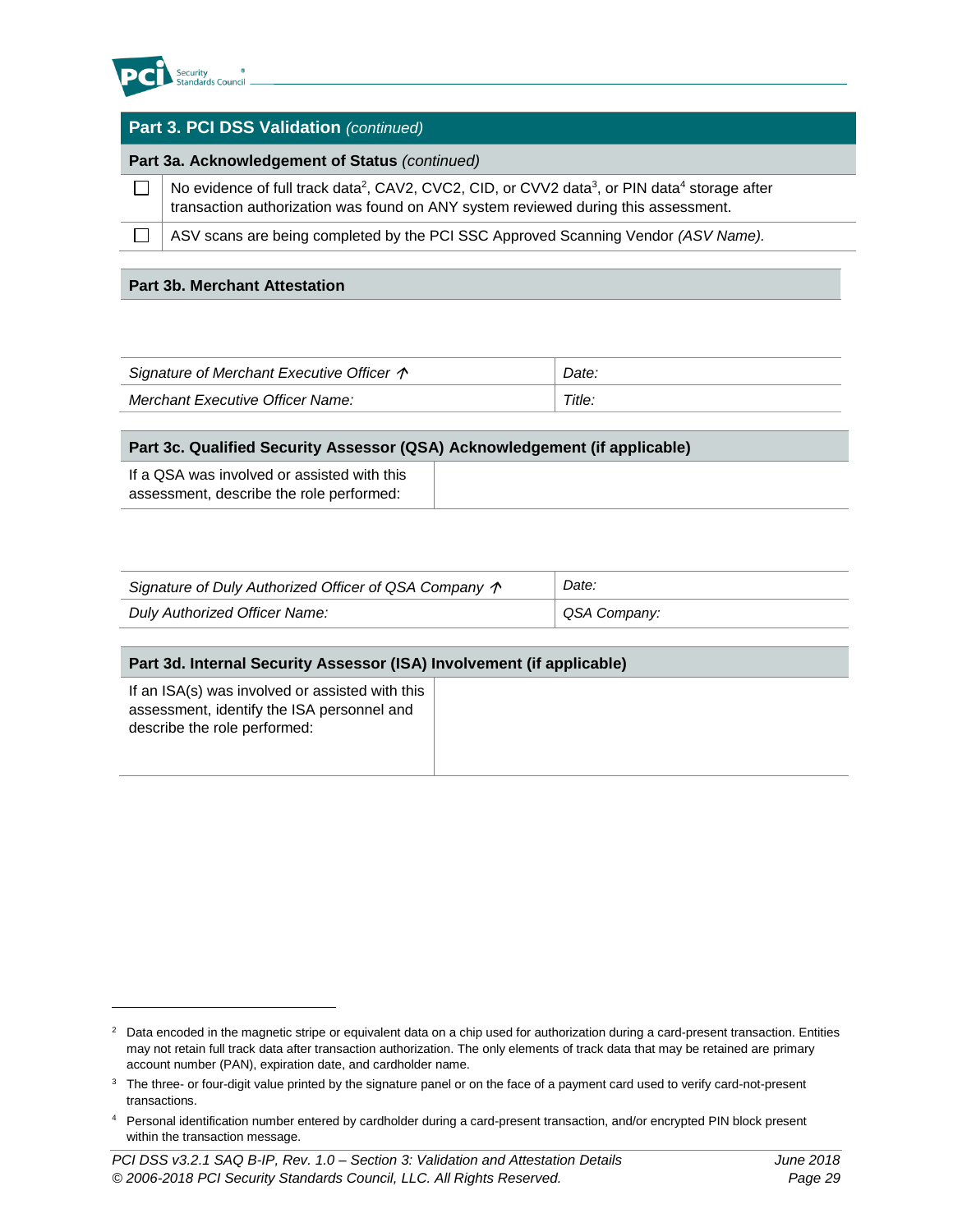## Part 3. PCI DSS Validation *(continued)*

### Part 3a. Acknowledgement of Status *(continued)*

| | |
|---|---|
| ☐ | No evidence of full track data[2], CAV2, CVC2, CID, or CVV2 data[3], or PIN data[4] storage after transaction authorization was found on ANY system reviewed during this assessment. |
| ☐ | ASV scans are being completed by the PCI SSC Approved Scanning Vendor *(ASV Name).* |

### Part 3b. Merchant Attestation

| | |
|---|---|
| *Signature of Merchant Executive Officer ↑* | *Date:* |
| *Merchant Executive Officer Name:* | *Title:* |

### Part 3c. Qualified Security Assessor (QSA) Acknowledgement (if applicable)

| | |
|---|---|
| If a QSA was involved or assisted with this assessment, describe the role performed: | |

| | |
|---|---|
| *Signature of Duly Authorized Officer of QSA Company ↑* | *Date:* |
| *Duly Authorized Officer Name:* | *QSA Company:* |

### Part 3d. Internal Security Assessor (ISA) Involvement (if applicable)

| | |
|---|---|
| If an ISA(s) was involved or assisted with this assessment, identify the ISA personnel and describe the role performed: | |

---

[2] Data encoded in the magnetic stripe or equivalent data on a chip used for authorization during a card-present transaction. Entities may not retain full track data after transaction authorization. The only elements of track data that may be retained are primary account number (PAN), expiration date, and cardholder name.

[3] The three- or four-digit value printed by the signature panel or on the face of a payment card used to verify card-not-present transactions.

[4] Personal identification number entered by cardholder during a card-present transaction, and/or encrypted PIN block present within the transaction message.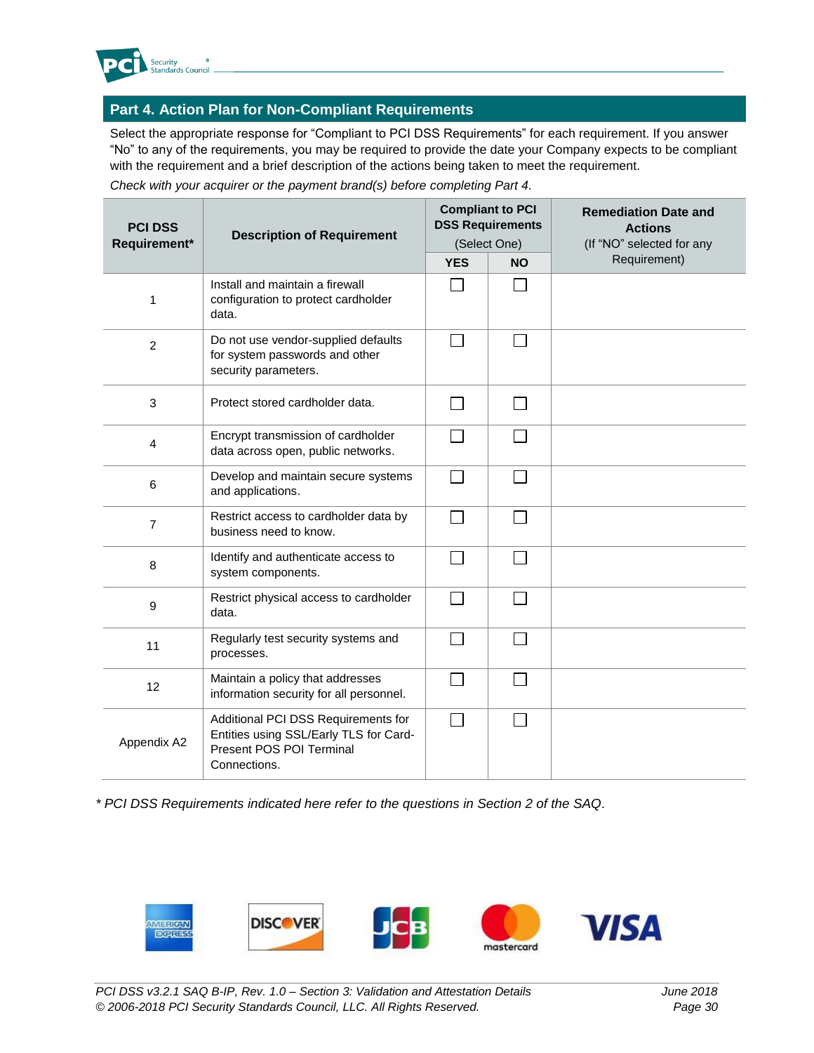## Part 4. Action Plan for Non-Compliant Requirements

Select the appropriate response for "Compliant to PCI DSS Requirements" for each requirement. If you answer "No" to any of the requirements, you may be required to provide the date your Company expects to be compliant with the requirement and a brief description of the actions being taken to meet the requirement.

*Check with your acquirer or the payment brand(s) before completing Part 4.*

| PCI DSS Requirement* | Description of Requirement | Compliant to PCI DSS Requirements (Select One) | | Remediation Date and Actions (If "NO" selected for any Requirement) |
|---|---|---|---|---|
| | | YES | NO | |
| 1 | Install and maintain a firewall configuration to protect cardholder data. | ☐ | ☐ | |
| 2 | Do not use vendor-supplied defaults for system passwords and other security parameters. | ☐ | ☐ | |
| 3 | Protect stored cardholder data. | ☐ | ☐ | |
| 4 | Encrypt transmission of cardholder data across open, public networks. | ☐ | ☐ | |
| 6 | Develop and maintain secure systems and applications. | ☐ | ☐ | |
| 7 | Restrict access to cardholder data by business need to know. | ☐ | ☐ | |
| 8 | Identify and authenticate access to system components. | ☐ | ☐ | |
| 9 | Restrict physical access to cardholder data. | ☐ | ☐ | |
| 11 | Regularly test security systems and processes. | ☐ | ☐ | |
| 12 | Maintain a policy that addresses information security for all personnel. | ☐ | ☐ | |
| Appendix A2 | Additional PCI DSS Requirements for Entities using SSL/Early TLS for Card-Present POS POI Terminal Connections. | ☐ | ☐ | |

*\* PCI DSS Requirements indicated here refer to the questions in Section 2 of the SAQ.*